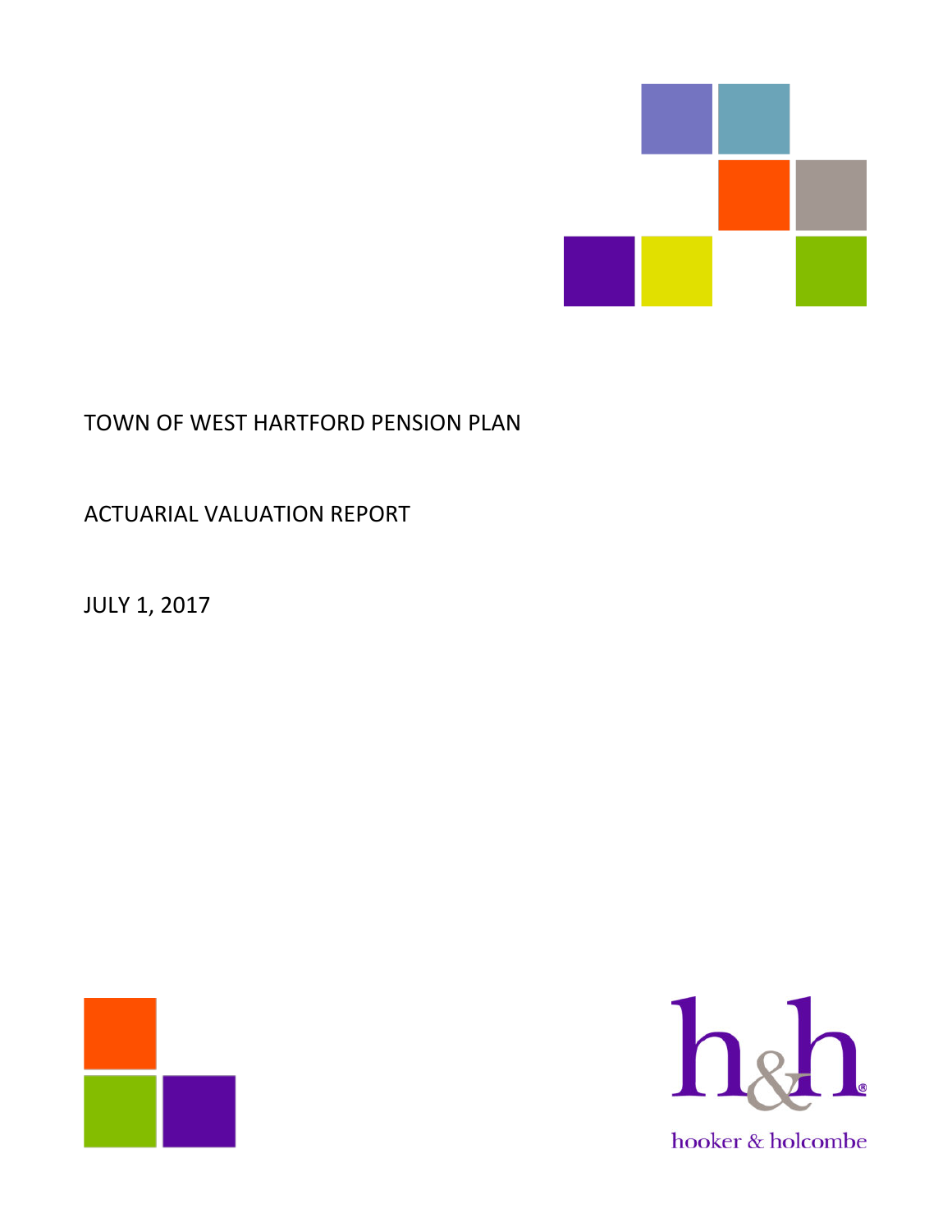# TOWN OF WEST HARTFORD PENSION PLAN

## ACTUARIAL VALUATION REPORT

JULY 1, 2017

hooker & holcombe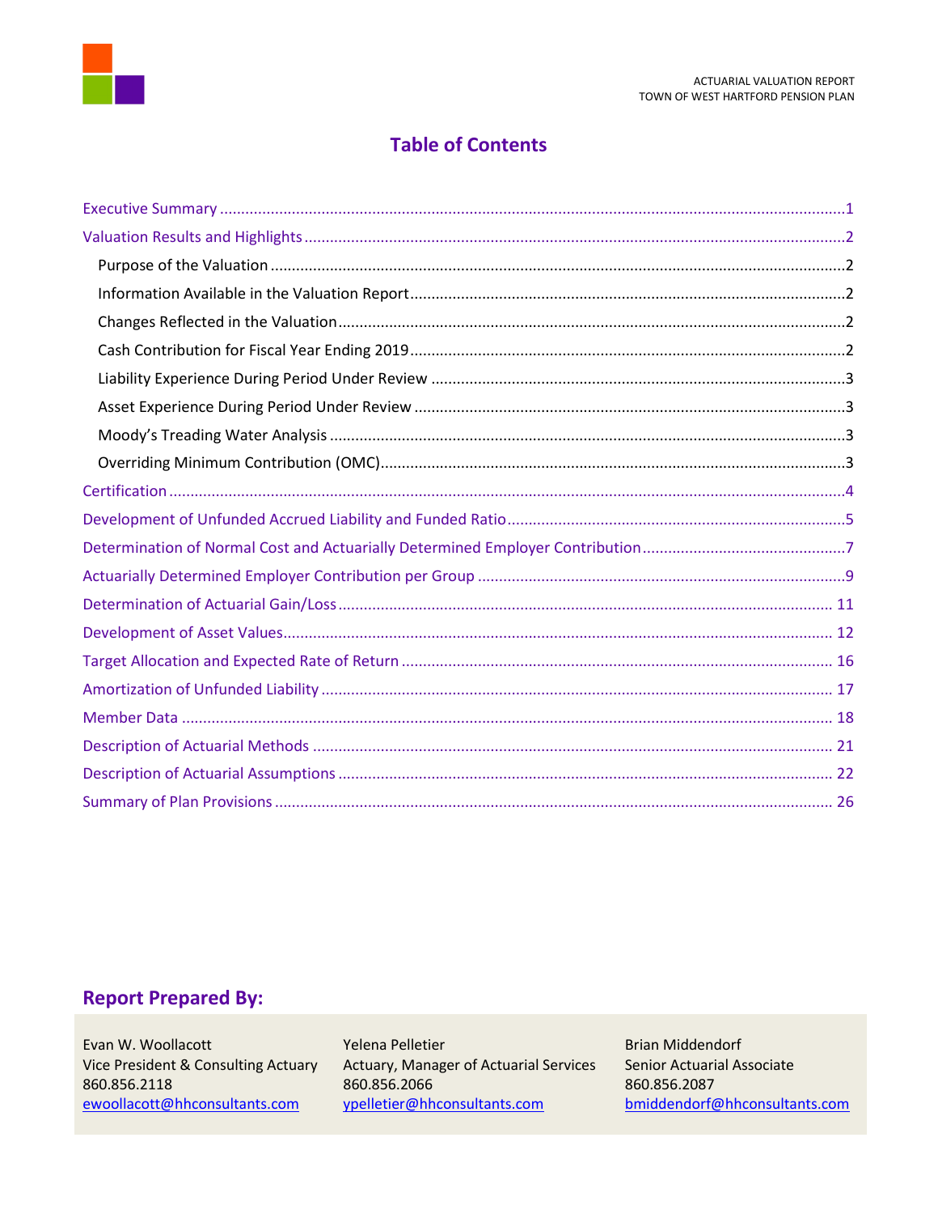# Table of Contents

- Executive Summary ....................................................1
- Valuation Results and Highlights ....................................................2
  - Purpose of the Valuation ....................................................2
  - Information Available in the Valuation Report ....................................................2
  - Changes Reflected in the Valuation ....................................................2
  - Cash Contribution for Fiscal Year Ending 2019 ....................................................2
  - Liability Experience During Period Under Review ....................................................3
  - Asset Experience During Period Under Review ....................................................3
  - Moody's Treading Water Analysis ....................................................3
  - Overriding Minimum Contribution (OMC) ....................................................3
- Certification ....................................................4
- Development of Unfunded Accrued Liability and Funded Ratio ....................................................5
- Determination of Normal Cost and Actuarially Determined Employer Contribution ....................................................7
- Actuarially Determined Employer Contribution per Group ....................................................9
- Determination of Actuarial Gain/Loss ....................................................11
- Development of Asset Values ....................................................12
- Target Allocation and Expected Rate of Return ....................................................16
- Amortization of Unfunded Liability ....................................................17
- Member Data ....................................................18
- Description of Actuarial Methods ....................................................21
- Description of Actuarial Assumptions ....................................................22
- Summary of Plan Provisions ....................................................26

## Report Prepared By:

| Evan W. Woollacott | Yelena Pelletier | Brian Middendorf |
|---|---|---|
| Vice President & Consulting Actuary | Actuary, Manager of Actuarial Services | Senior Actuarial Associate |
| 860.856.2118 | 860.856.2066 | 860.856.2087 |
| ewoollacott@hhconsultants.com | ypelletier@hhconsultants.com | bmiddendorf@hhconsultants.com |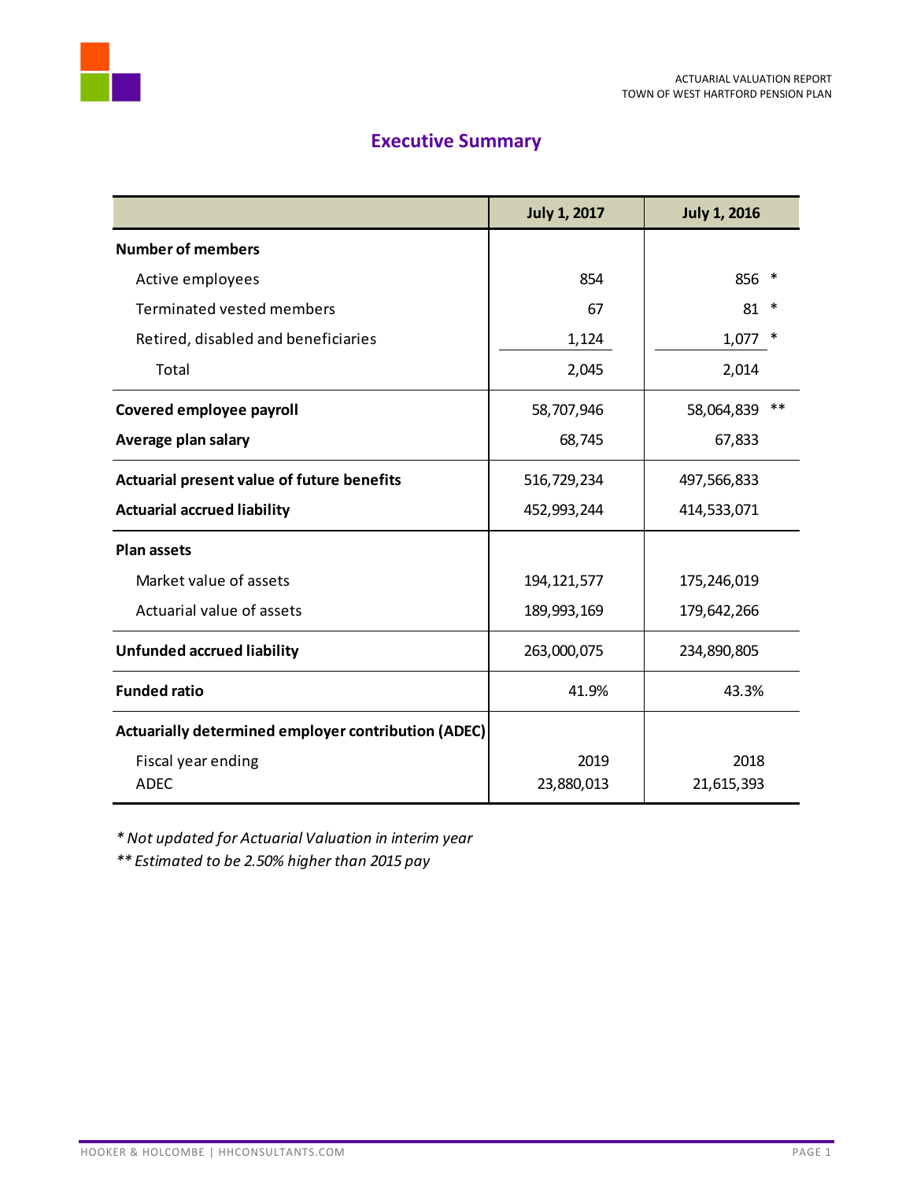# Executive Summary

| | July 1, 2017 | July 1, 2016 |
|---|---|---|
| **Number of members** | | |
| Active employees | 854 | 856 * |
| Terminated vested members | 67 | 81 * |
| Retired, disabled and beneficiaries | 1,124 | 1,077 * |
| Total | 2,045 | 2,014 |
| **Covered employee payroll** | 58,707,946 | 58,064,839 ** |
| **Average plan salary** | 68,745 | 67,833 |
| **Actuarial present value of future benefits** | 516,729,234 | 497,566,833 |
| **Actuarial accrued liability** | 452,993,244 | 414,533,071 |
| **Plan assets** | | |
| Market value of assets | 194,121,577 | 175,246,019 |
| Actuarial value of assets | 189,993,169 | 179,642,266 |
| **Unfunded accrued liability** | 263,000,075 | 234,890,805 |
| **Funded ratio** | 41.9% | 43.3% |
| **Actuarially determined employer contribution (ADEC)** | | |
| Fiscal year ending | 2019 | 2018 |
| ADEC | 23,880,013 | 21,615,393 |

*\* Not updated for Actuarial Valuation in interim year*

*\*\* Estimated to be 2.50% higher than 2015 pay*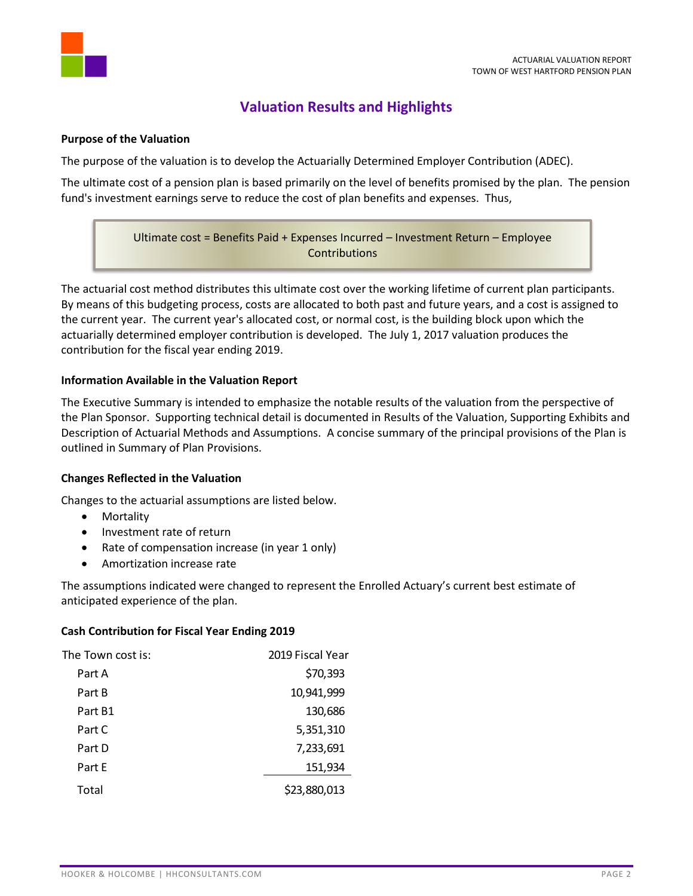# Valuation Results and Highlights

**Purpose of the Valuation**

The purpose of the valuation is to develop the Actuarially Determined Employer Contribution (ADEC).

The ultimate cost of a pension plan is based primarily on the level of benefits promised by the plan. The pension fund's investment earnings serve to reduce the cost of plan benefits and expenses. Thus,

> Ultimate cost = Benefits Paid + Expenses Incurred – Investment Return – Employee Contributions

The actuarial cost method distributes this ultimate cost over the working lifetime of current plan participants. By means of this budgeting process, costs are allocated to both past and future years, and a cost is assigned to the current year. The current year's allocated cost, or normal cost, is the building block upon which the actuarially determined employer contribution is developed. The July 1, 2017 valuation produces the contribution for the fiscal year ending 2019.

**Information Available in the Valuation Report**

The Executive Summary is intended to emphasize the notable results of the valuation from the perspective of the Plan Sponsor. Supporting technical detail is documented in Results of the Valuation, Supporting Exhibits and Description of Actuarial Methods and Assumptions. A concise summary of the principal provisions of the Plan is outlined in Summary of Plan Provisions.

**Changes Reflected in the Valuation**

Changes to the actuarial assumptions are listed below.

- Mortality
- Investment rate of return
- Rate of compensation increase (in year 1 only)
- Amortization increase rate

The assumptions indicated were changed to represent the Enrolled Actuary's current best estimate of anticipated experience of the plan.

**Cash Contribution for Fiscal Year Ending 2019**

| The Town cost is: | 2019 Fiscal Year |
|---|---:|
| Part A | $70,393 |
| Part B | 10,941,999 |
| Part B1 | 130,686 |
| Part C | 5,351,310 |
| Part D | 7,233,691 |
| Part E | 151,934 |
| Total | $23,880,013 |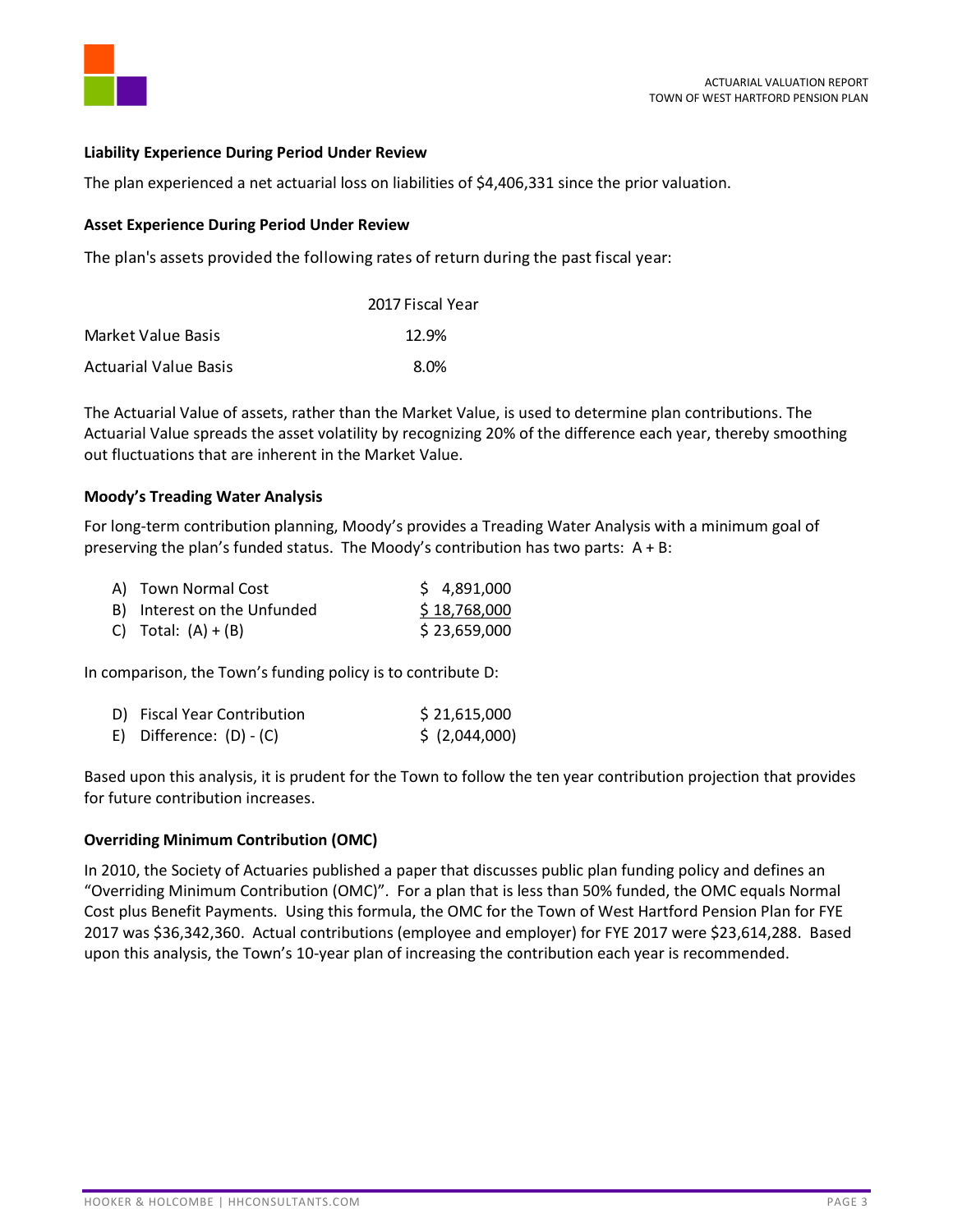**Liability Experience During Period Under Review**

The plan experienced a net actuarial loss on liabilities of $4,406,331 since the prior valuation.

**Asset Experience During Period Under Review**

The plan's assets provided the following rates of return during the past fiscal year:

| | 2017 Fiscal Year |
|---|---|
| Market Value Basis | 12.9% |
| Actuarial Value Basis | 8.0% |

The Actuarial Value of assets, rather than the Market Value, is used to determine plan contributions. The Actuarial Value spreads the asset volatility by recognizing 20% of the difference each year, thereby smoothing out fluctuations that are inherent in the Market Value.

**Moody's Treading Water Analysis**

For long-term contribution planning, Moody's provides a Treading Water Analysis with a minimum goal of preserving the plan's funded status. The Moody's contribution has two parts: A + B:

| | |
|---|---|
| A) Town Normal Cost | $ 4,891,000 |
| B) Interest on the Unfunded | $ 18,768,000 |
| C) Total: (A) + (B) | $ 23,659,000 |

In comparison, the Town's funding policy is to contribute D:

| | |
|---|---|
| D) Fiscal Year Contribution | $ 21,615,000 |
| E) Difference: (D) - (C) | $ (2,044,000) |

Based upon this analysis, it is prudent for the Town to follow the ten year contribution projection that provides for future contribution increases.

**Overriding Minimum Contribution (OMC)**

In 2010, the Society of Actuaries published a paper that discusses public plan funding policy and defines an "Overriding Minimum Contribution (OMC)". For a plan that is less than 50% funded, the OMC equals Normal Cost plus Benefit Payments. Using this formula, the OMC for the Town of West Hartford Pension Plan for FYE 2017 was $36,342,360. Actual contributions (employee and employer) for FYE 2017 were $23,614,288. Based upon this analysis, the Town's 10-year plan of increasing the contribution each year is recommended.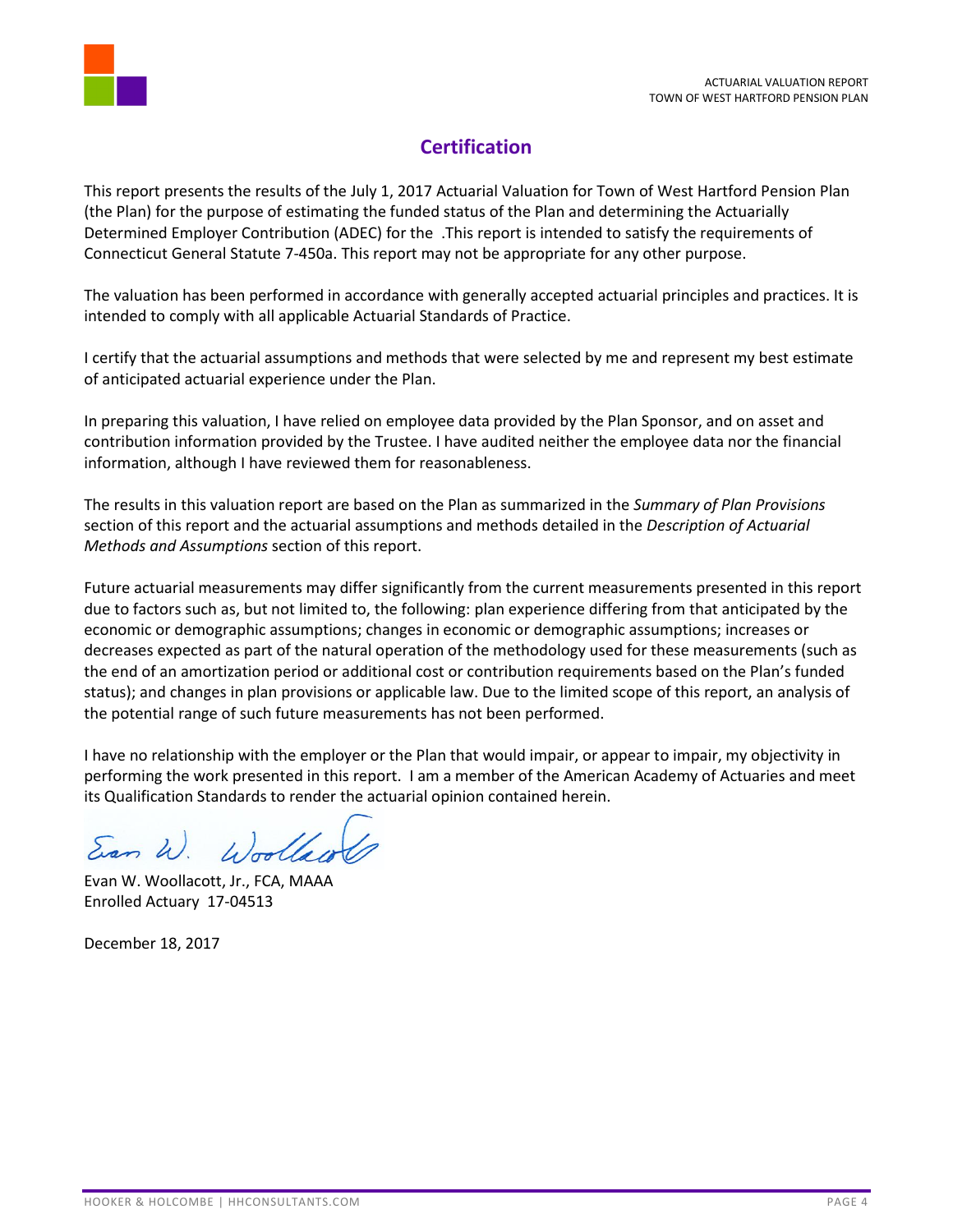## Certification

This report presents the results of the July 1, 2017 Actuarial Valuation for Town of West Hartford Pension Plan (the Plan) for the purpose of estimating the funded status of the Plan and determining the Actuarially Determined Employer Contribution (ADEC) for the .This report is intended to satisfy the requirements of Connecticut General Statute 7-450a. This report may not be appropriate for any other purpose.

The valuation has been performed in accordance with generally accepted actuarial principles and practices. It is intended to comply with all applicable Actuarial Standards of Practice.

I certify that the actuarial assumptions and methods that were selected by me and represent my best estimate of anticipated actuarial experience under the Plan.

In preparing this valuation, I have relied on employee data provided by the Plan Sponsor, and on asset and contribution information provided by the Trustee. I have audited neither the employee data nor the financial information, although I have reviewed them for reasonableness.

The results in this valuation report are based on the Plan as summarized in the *Summary of Plan Provisions* section of this report and the actuarial assumptions and methods detailed in the *Description of Actuarial Methods and Assumptions* section of this report.

Future actuarial measurements may differ significantly from the current measurements presented in this report due to factors such as, but not limited to, the following: plan experience differing from that anticipated by the economic or demographic assumptions; changes in economic or demographic assumptions; increases or decreases expected as part of the natural operation of the methodology used for these measurements (such as the end of an amortization period or additional cost or contribution requirements based on the Plan's funded status); and changes in plan provisions or applicable law. Due to the limited scope of this report, an analysis of the potential range of such future measurements has not been performed.

I have no relationship with the employer or the Plan that would impair, or appear to impair, my objectivity in performing the work presented in this report. I am a member of the American Academy of Actuaries and meet its Qualification Standards to render the actuarial opinion contained herein.

Evan W. Woollacott

Evan W. Woollacott, Jr., FCA, MAAA
Enrolled Actuary 17-04513

December 18, 2017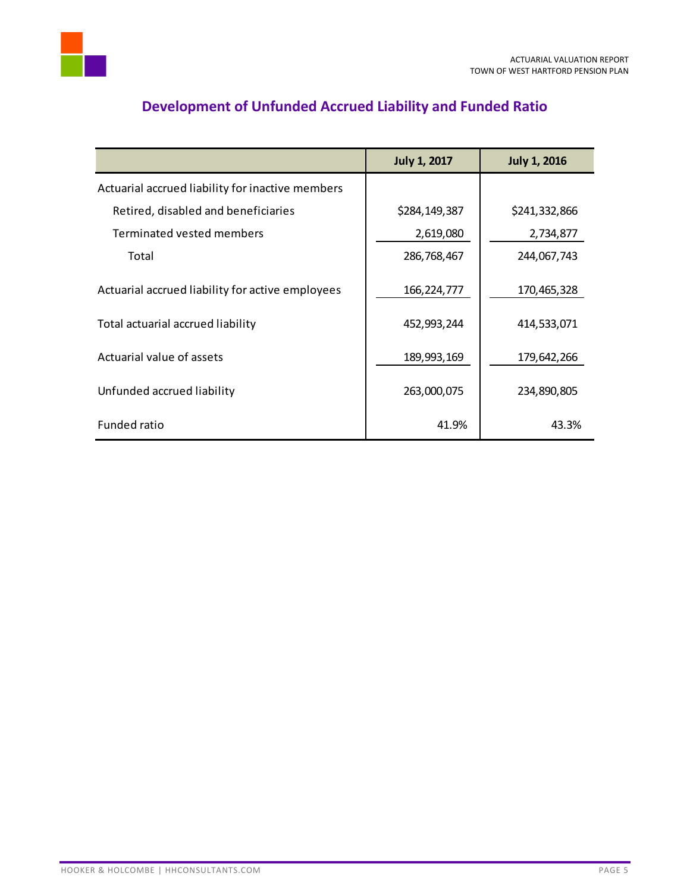## Development of Unfunded Accrued Liability and Funded Ratio

| | July 1, 2017 | July 1, 2016 |
|---|---|---|
| Actuarial accrued liability for inactive members | | |
| Retired, disabled and beneficiaries | $284,149,387 | $241,332,866 |
| Terminated vested members | 2,619,080 | 2,734,877 |
| Total | 286,768,467 | 244,067,743 |
| Actuarial accrued liability for active employees | 166,224,777 | 170,465,328 |
| Total actuarial accrued liability | 452,993,244 | 414,533,071 |
| Actuarial value of assets | 189,993,169 | 179,642,266 |
| Unfunded accrued liability | 263,000,075 | 234,890,805 |
| Funded ratio | 41.9% | 43.3% |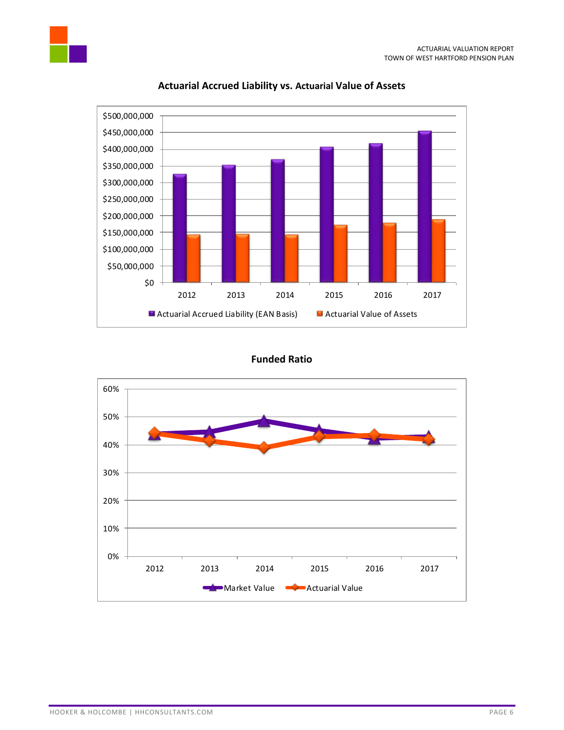## Actuarial Accrued Liability vs. Actuarial Value of Assets

$500,000,000
$450,000,000
$400,000,000
$350,000,000
$300,000,000
$250,000,000
$200,000,000
$150,000,000
$100,000,000
$50,000,000
$0

2012 2013 2014 2015 2016 2017

Actuarial Accrued Liability (EAN Basis) | Actuarial Value of Assets

## Funded Ratio

60%
50%
40%
30%
20%
10%
0%

2012 2013 2014 2015 2016 2017

Market Value | Actuarial Value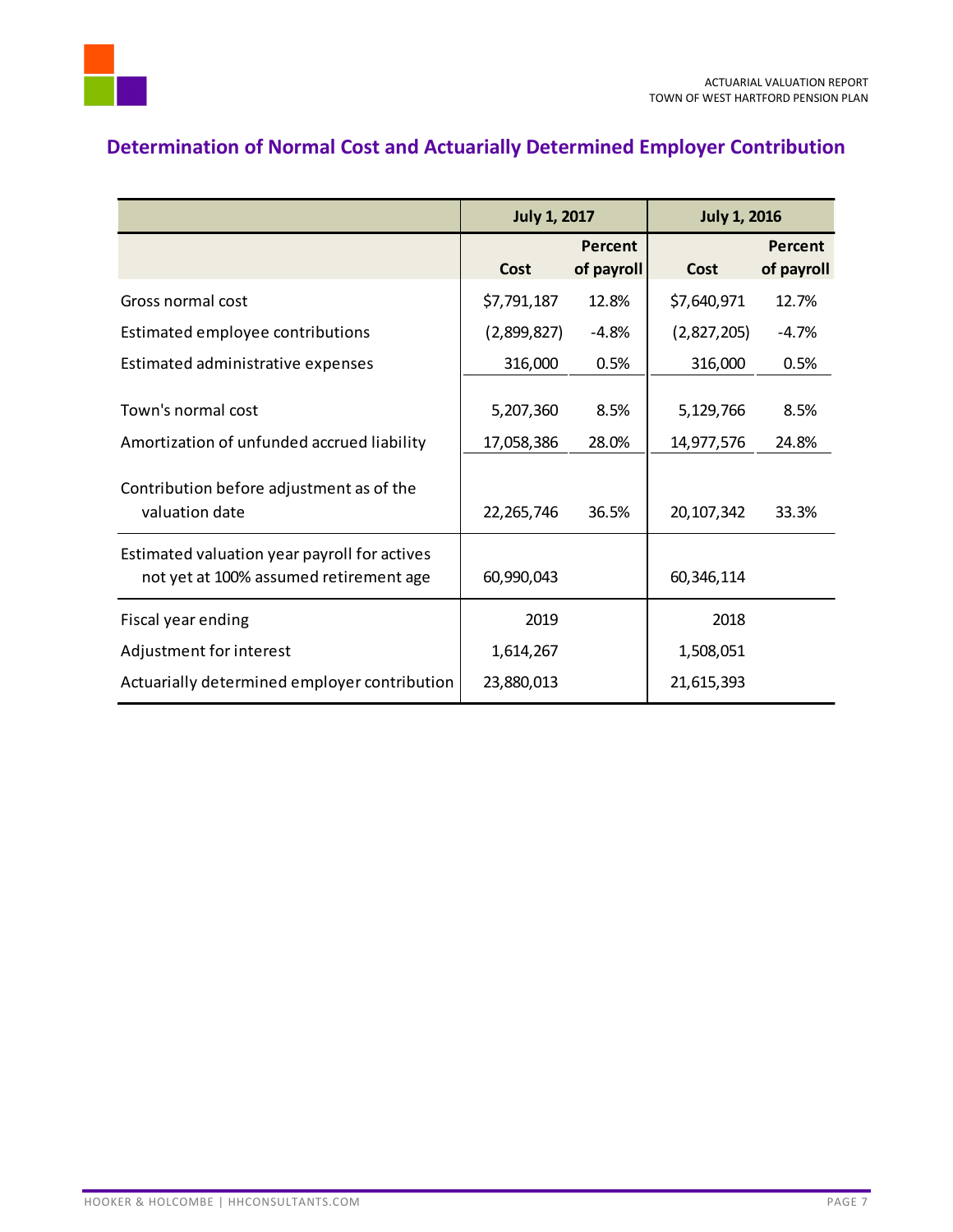## Determination of Normal Cost and Actuarially Determined Employer Contribution

| | July 1, 2017 | | July 1, 2016 | |
|---|---|---|---|---|
| | Cost | Percent of payroll | Cost | Percent of payroll |
| Gross normal cost | $7,791,187 | 12.8% | $7,640,971 | 12.7% |
| Estimated employee contributions | (2,899,827) | -4.8% | (2,827,205) | -4.7% |
| Estimated administrative expenses | 316,000 | 0.5% | 316,000 | 0.5% |
| Town's normal cost | 5,207,360 | 8.5% | 5,129,766 | 8.5% |
| Amortization of unfunded accrued liability | 17,058,386 | 28.0% | 14,977,576 | 24.8% |
| Contribution before adjustment as of the valuation date | 22,265,746 | 36.5% | 20,107,342 | 33.3% |
| Estimated valuation year payroll for actives not yet at 100% assumed retirement age | 60,990,043 | | 60,346,114 | |
| Fiscal year ending | 2019 | | 2018 | |
| Adjustment for interest | 1,614,267 | | 1,508,051 | |
| Actuarially determined employer contribution | 23,880,013 | | 21,615,393 | |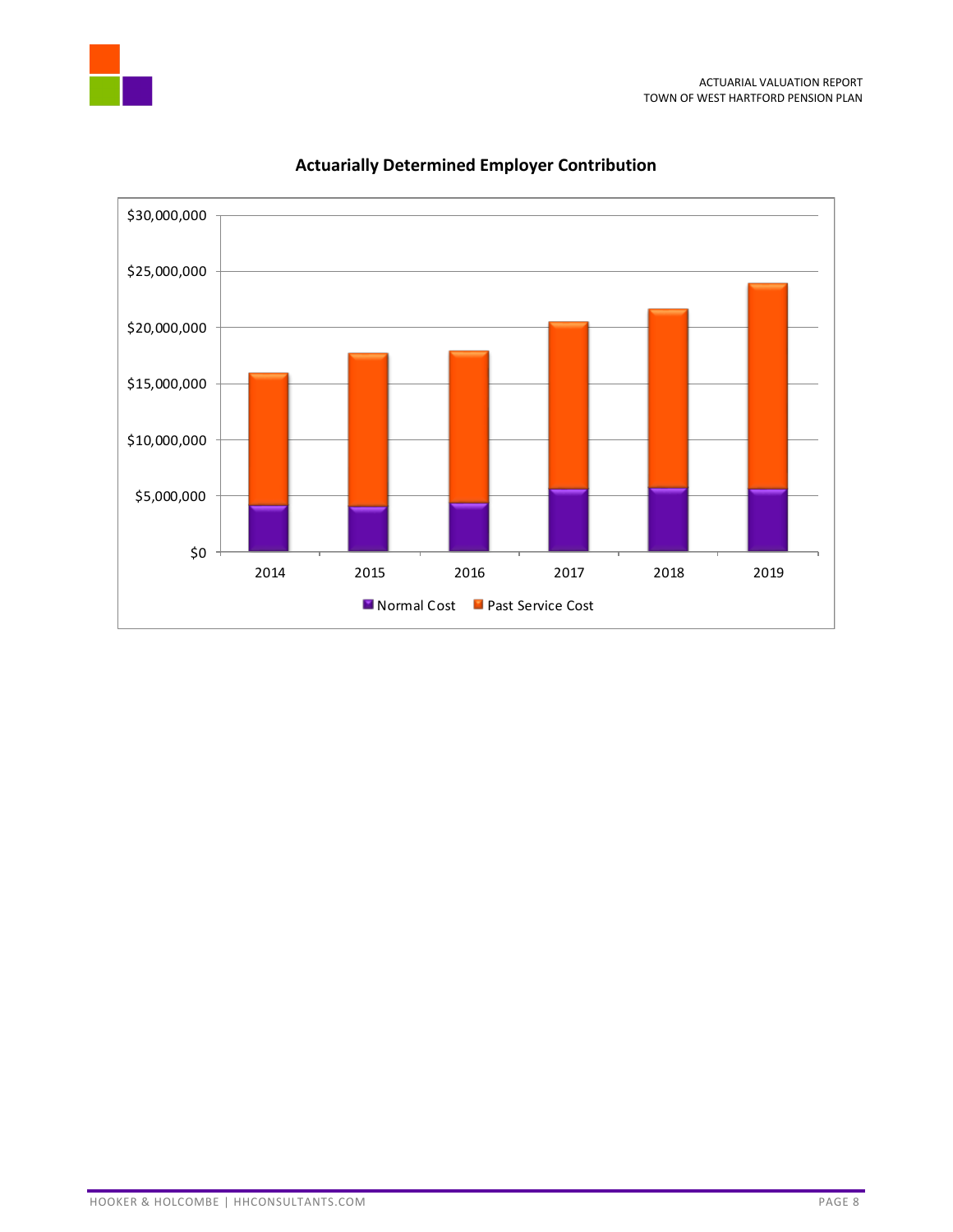## Actuarially Determined Employer Contribution

| Year | Normal Cost | Past Service Cost |
| --- | --- | --- |
| 2014 | | |
| 2015 | | |
| 2016 | | |
| 2017 | | |
| 2018 | | |
| 2019 | | |

■ Normal Cost ■ Past Service Cost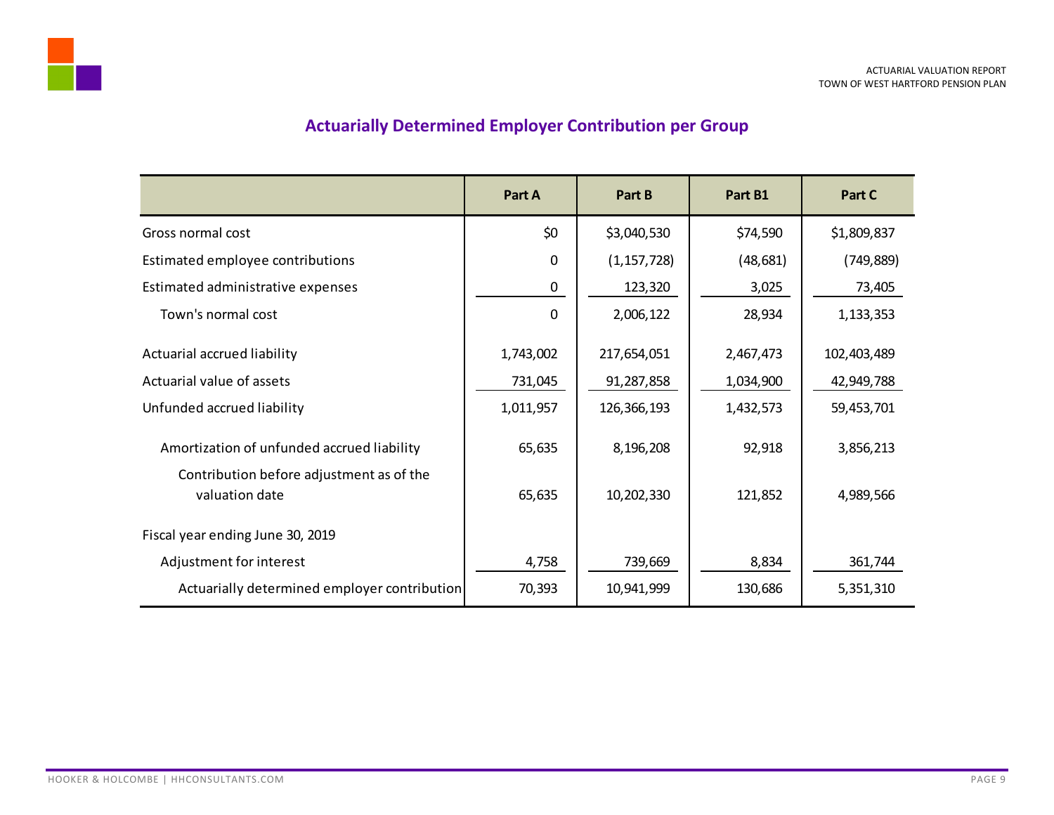## Actuarially Determined Employer Contribution per Group

| | Part A | Part B | Part B1 | Part C |
|---|---|---|---|---|
| Gross normal cost | $0 | $3,040,530 | $74,590 | $1,809,837 |
| Estimated employee contributions | 0 | (1,157,728) | (48,681) | (749,889) |
| Estimated administrative expenses | 0 | 123,320 | 3,025 | 73,405 |
| Town's normal cost | 0 | 2,006,122 | 28,934 | 1,133,353 |
| Actuarial accrued liability | 1,743,002 | 217,654,051 | 2,467,473 | 102,403,489 |
| Actuarial value of assets | 731,045 | 91,287,858 | 1,034,900 | 42,949,788 |
| Unfunded accrued liability | 1,011,957 | 126,366,193 | 1,432,573 | 59,453,701 |
| Amortization of unfunded accrued liability | 65,635 | 8,196,208 | 92,918 | 3,856,213 |
| Contribution before adjustment as of the valuation date | 65,635 | 10,202,330 | 121,852 | 4,989,566 |
| Fiscal year ending June 30, 2019 | | | | |
| Adjustment for interest | 4,758 | 739,669 | 8,834 | 361,744 |
| Actuarially determined employer contribution | 70,393 | 10,941,999 | 130,686 | 5,351,310 |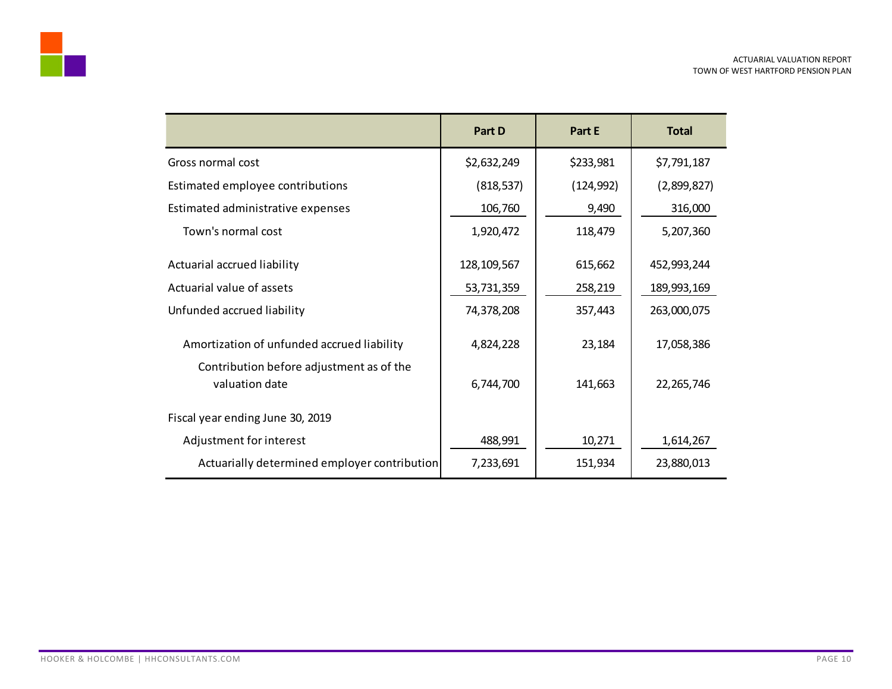| | Part D | Part E | Total |
|---|---|---|---|
| Gross normal cost | $2,632,249 | $233,981 | $7,791,187 |
| Estimated employee contributions | (818,537) | (124,992) | (2,899,827) |
| Estimated administrative expenses | 106,760 | 9,490 | 316,000 |
| Town's normal cost | 1,920,472 | 118,479 | 5,207,360 |
| Actuarial accrued liability | 128,109,567 | 615,662 | 452,993,244 |
| Actuarial value of assets | 53,731,359 | 258,219 | 189,993,169 |
| Unfunded accrued liability | 74,378,208 | 357,443 | 263,000,075 |
| Amortization of unfunded accrued liability | 4,824,228 | 23,184 | 17,058,386 |
| Contribution before adjustment as of the valuation date | 6,744,700 | 141,663 | 22,265,746 |
| Fiscal year ending June 30, 2019 | | | |
| Adjustment for interest | 488,991 | 10,271 | 1,614,267 |
| Actuarially determined employer contribution | 7,233,691 | 151,934 | 23,880,013 |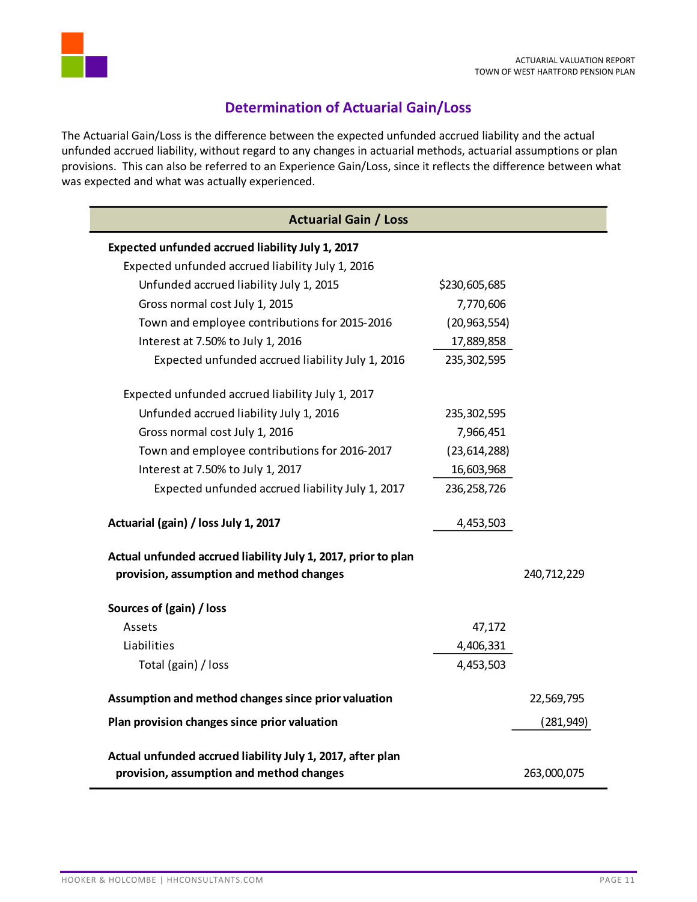## Determination of Actuarial Gain/Loss

The Actuarial Gain/Loss is the difference between the expected unfunded accrued liability and the actual unfunded accrued liability, without regard to any changes in actuarial methods, actuarial assumptions or plan provisions. This can also be referred to an Experience Gain/Loss, since it reflects the difference between what was expected and what was actually experienced.

| Actuarial Gain / Loss | | |
|---|---|---|
| **Expected unfunded accrued liability July 1, 2017** | | |
| Expected unfunded accrued liability July 1, 2016 | | |
| Unfunded accrued liability July 1, 2015 | $230,605,685 | |
| Gross normal cost July 1, 2015 | 7,770,606 | |
| Town and employee contributions for 2015-2016 | (20,963,554) | |
| Interest at 7.50% to July 1, 2016 | 17,889,858 | |
| Expected unfunded accrued liability July 1, 2016 | 235,302,595 | |
| Expected unfunded accrued liability July 1, 2017 | | |
| Unfunded accrued liability July 1, 2016 | 235,302,595 | |
| Gross normal cost July 1, 2016 | 7,966,451 | |
| Town and employee contributions for 2016-2017 | (23,614,288) | |
| Interest at 7.50% to July 1, 2017 | 16,603,968 | |
| Expected unfunded accrued liability July 1, 2017 | 236,258,726 | |
| **Actuarial (gain) / loss July 1, 2017** | 4,453,503 | |
| **Actual unfunded accrued liability July 1, 2017, prior to plan provision, assumption and method changes** | | 240,712,229 |
| **Sources of (gain) / loss** | | |
| Assets | 47,172 | |
| Liabilities | 4,406,331 | |
| Total (gain) / loss | 4,453,503 | |
| **Assumption and method changes since prior valuation** | | 22,569,795 |
| **Plan provision changes since prior valuation** | | (281,949) |
| **Actual unfunded accrued liability July 1, 2017, after plan provision, assumption and method changes** | | 263,000,075 |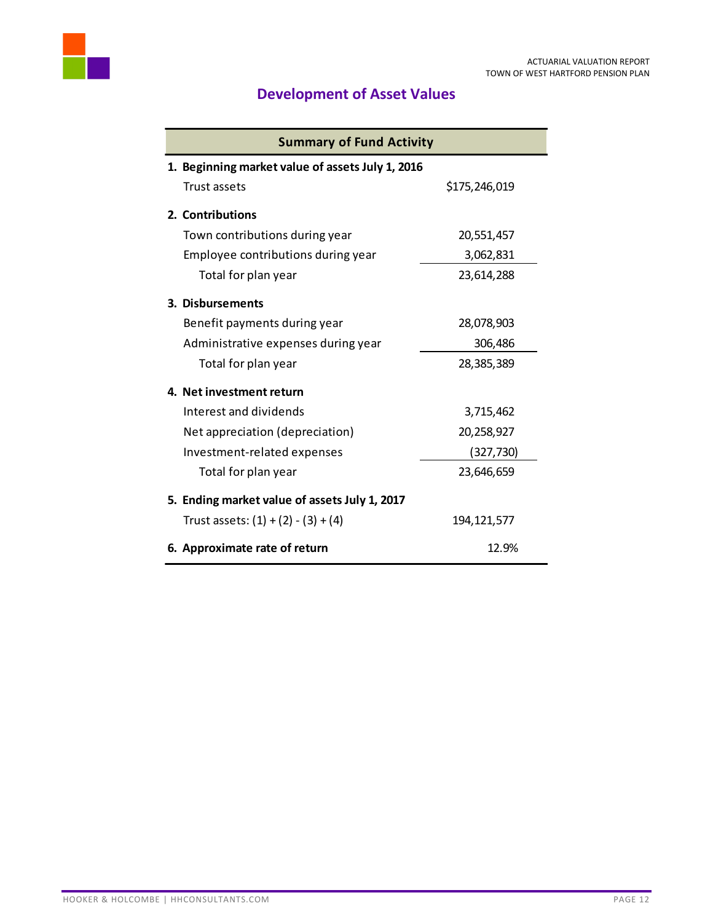## Development of Asset Values

| Summary of Fund Activity | |
|---|---|
| **1. Beginning market value of assets July 1, 2016** | |
| Trust assets | $175,246,019 |
| **2. Contributions** | |
| Town contributions during year | 20,551,457 |
| Employee contributions during year | 3,062,831 |
| Total for plan year | 23,614,288 |
| **3. Disbursements** | |
| Benefit payments during year | 28,078,903 |
| Administrative expenses during year | 306,486 |
| Total for plan year | 28,385,389 |
| **4. Net investment return** | |
| Interest and dividends | 3,715,462 |
| Net appreciation (depreciation) | 20,258,927 |
| Investment-related expenses | (327,730) |
| Total for plan year | 23,646,659 |
| **5. Ending market value of assets July 1, 2017** | |
| Trust assets: (1) + (2) - (3) + (4) | 194,121,577 |
| **6. Approximate rate of return** | 12.9% |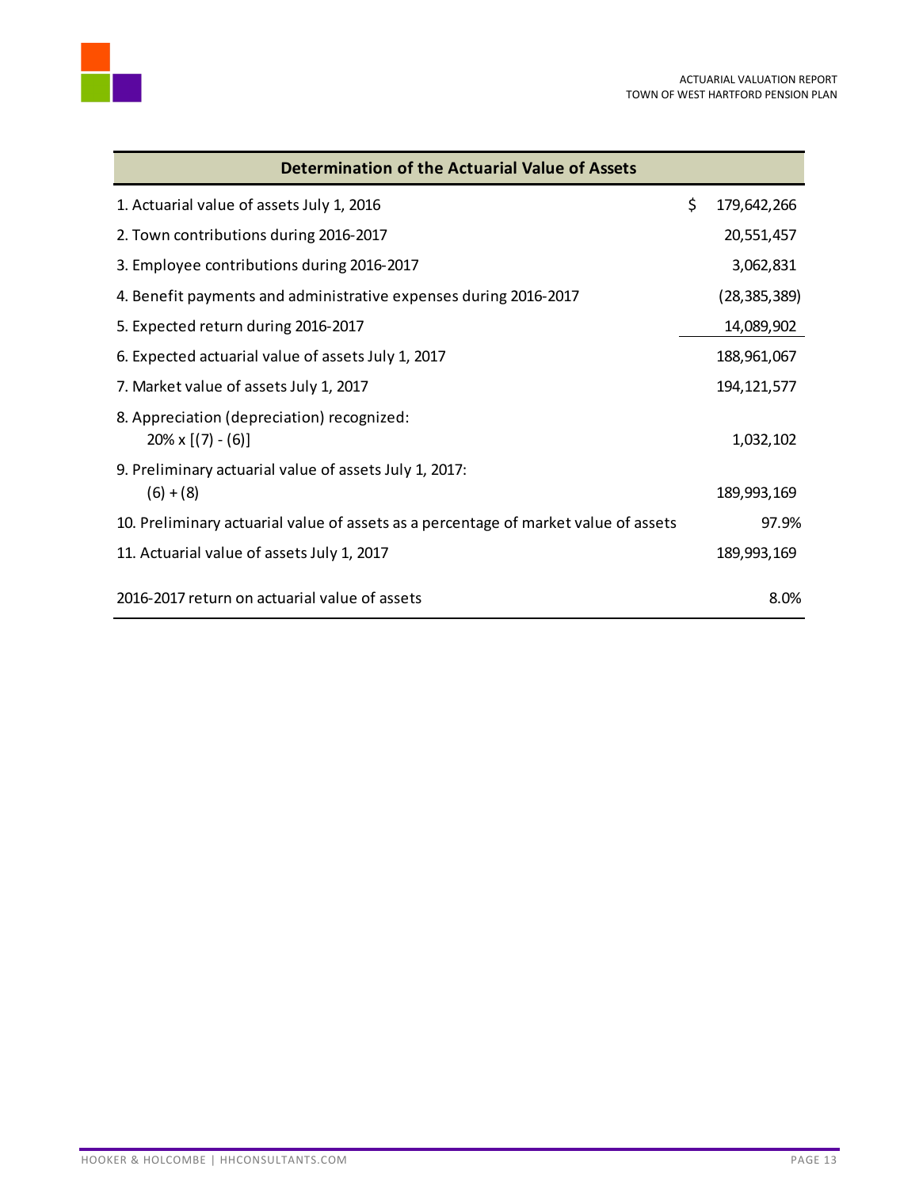| Determination of the Actuarial Value of Assets | |
|---|---|
| 1. Actuarial value of assets July 1, 2016 | $ 179,642,266 |
| 2. Town contributions during 2016-2017 | 20,551,457 |
| 3. Employee contributions during 2016-2017 | 3,062,831 |
| 4. Benefit payments and administrative expenses during 2016-2017 | (28,385,389) |
| 5. Expected return during 2016-2017 | 14,089,902 |
| 6. Expected actuarial value of assets July 1, 2017 | 188,961,067 |
| 7. Market value of assets July 1, 2017 | 194,121,577 |
| 8. Appreciation (depreciation) recognized: 20% x [(7) - (6)] | 1,032,102 |
| 9. Preliminary actuarial value of assets July 1, 2017: (6) + (8) | 189,993,169 |
| 10. Preliminary actuarial value of assets as a percentage of market value of assets | 97.9% |
| 11. Actuarial value of assets July 1, 2017 | 189,993,169 |
| 2016-2017 return on actuarial value of assets | 8.0% |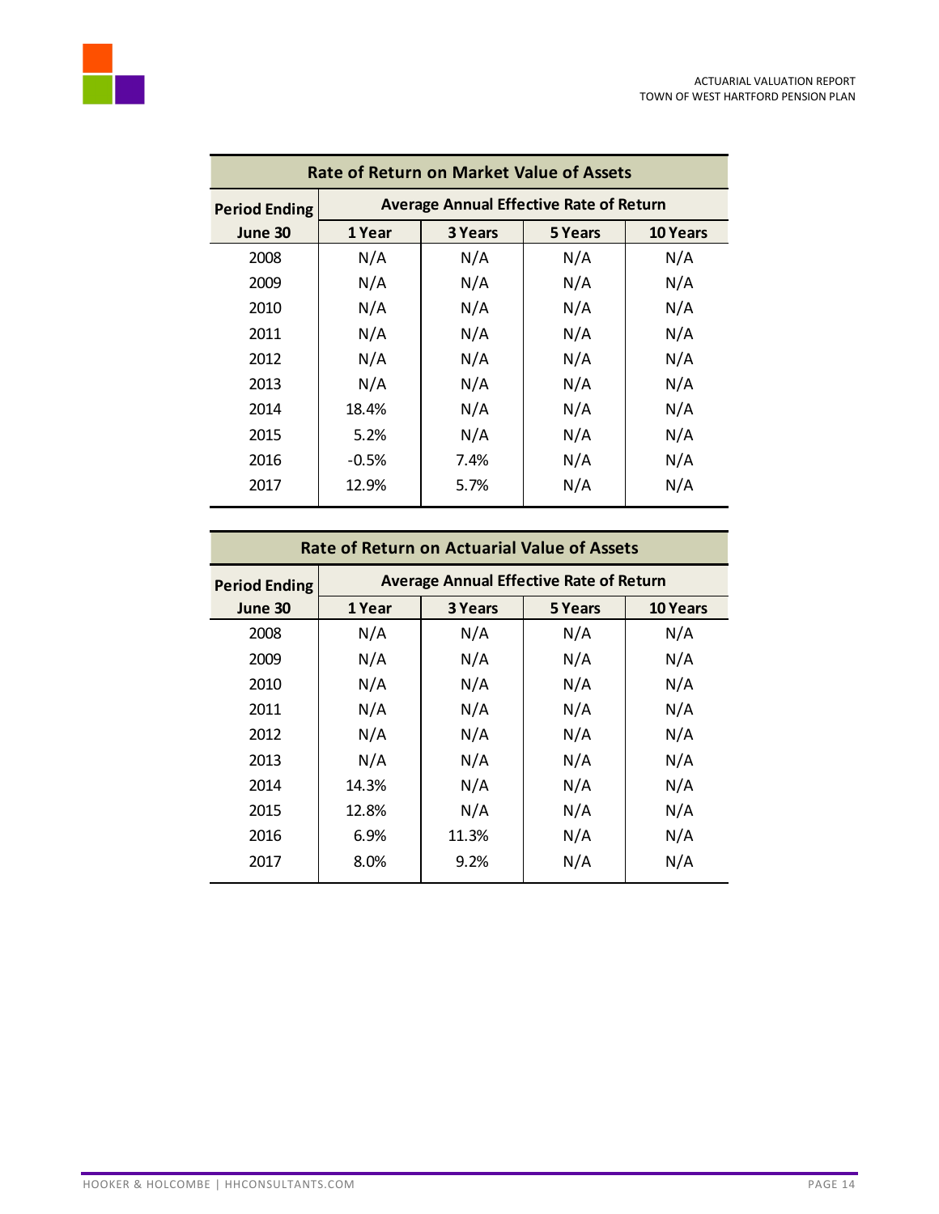| Rate of Return on Market Value of Assets | | | | |
|---|---|---|---|---|
| Period Ending | Average Annual Effective Rate of Return | | | |
| June 30 | 1 Year | 3 Years | 5 Years | 10 Years |
| 2008 | N/A | N/A | N/A | N/A |
| 2009 | N/A | N/A | N/A | N/A |
| 2010 | N/A | N/A | N/A | N/A |
| 2011 | N/A | N/A | N/A | N/A |
| 2012 | N/A | N/A | N/A | N/A |
| 2013 | N/A | N/A | N/A | N/A |
| 2014 | 18.4% | N/A | N/A | N/A |
| 2015 | 5.2% | N/A | N/A | N/A |
| 2016 | -0.5% | 7.4% | N/A | N/A |
| 2017 | 12.9% | 5.7% | N/A | N/A |

| Rate of Return on Actuarial Value of Assets | | | | |
|---|---|---|---|---|
| Period Ending | Average Annual Effective Rate of Return | | | |
| June 30 | 1 Year | 3 Years | 5 Years | 10 Years |
| 2008 | N/A | N/A | N/A | N/A |
| 2009 | N/A | N/A | N/A | N/A |
| 2010 | N/A | N/A | N/A | N/A |
| 2011 | N/A | N/A | N/A | N/A |
| 2012 | N/A | N/A | N/A | N/A |
| 2013 | N/A | N/A | N/A | N/A |
| 2014 | 14.3% | N/A | N/A | N/A |
| 2015 | 12.8% | N/A | N/A | N/A |
| 2016 | 6.9% | 11.3% | N/A | N/A |
| 2017 | 8.0% | 9.2% | N/A | N/A |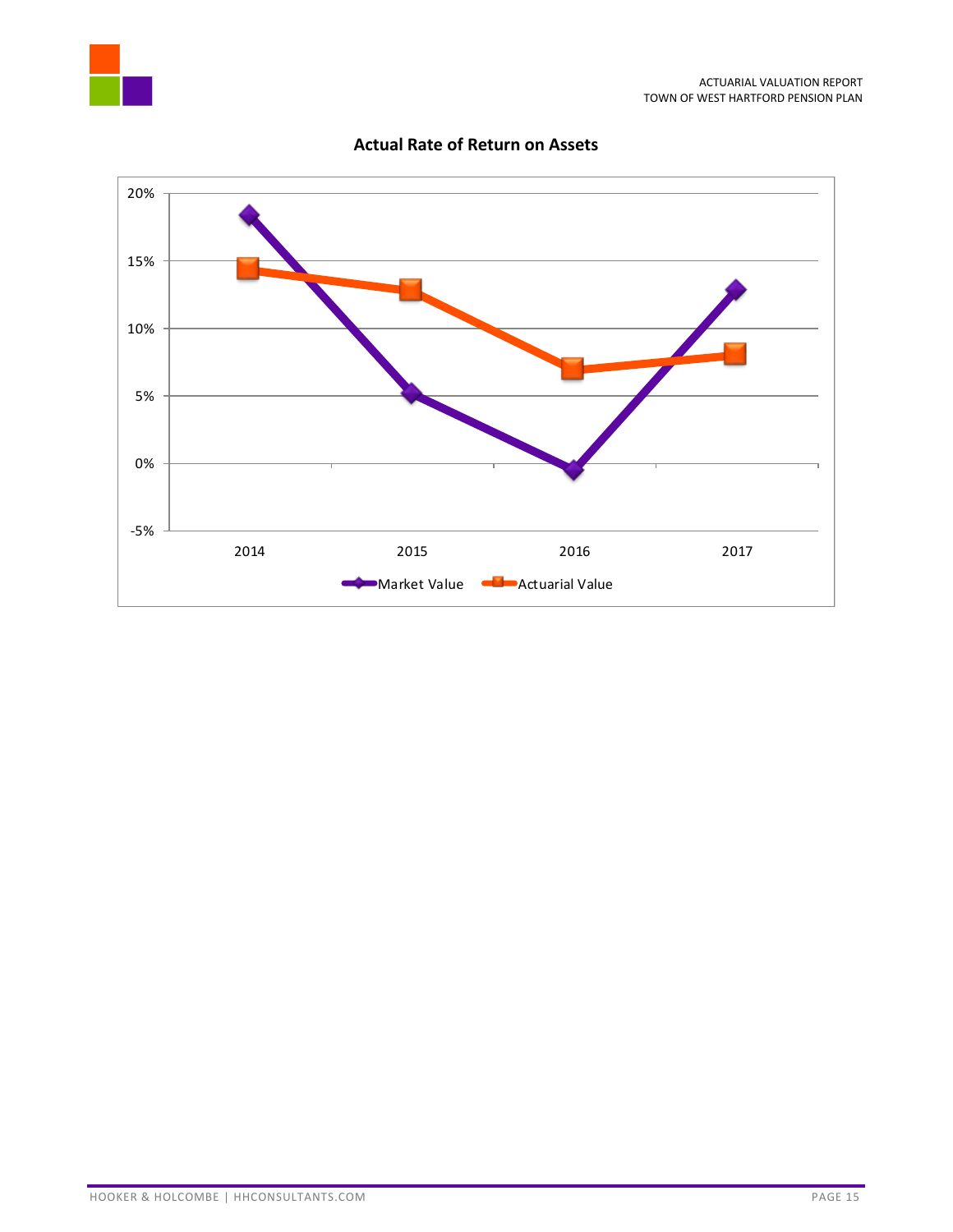**Actual Rate of Return on Assets**

| | 2014 | 2015 | 2016 | 2017 |
|---|---|---|---|---|
| Market Value | | | | |
| Actuarial Value | | | | |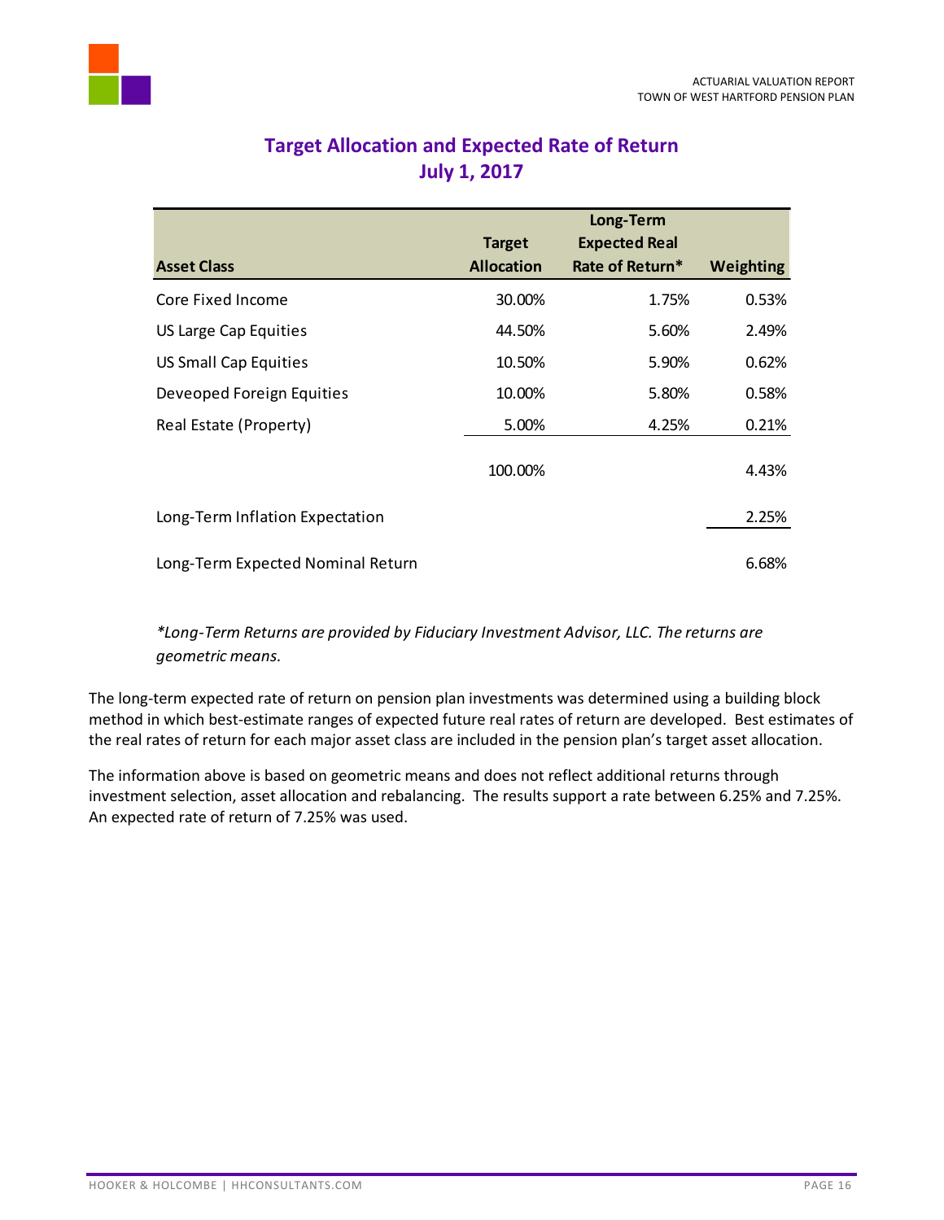## Target Allocation and Expected Rate of Return
## July 1, 2017

| Asset Class | Target Allocation | Long-Term Expected Real Rate of Return* | Weighting |
|---|---|---|---|
| Core Fixed Income | 30.00% | 1.75% | 0.53% |
| US Large Cap Equities | 44.50% | 5.60% | 2.49% |
| US Small Cap Equities | 10.50% | 5.90% | 0.62% |
| Deveoped Foreign Equities | 10.00% | 5.80% | 0.58% |
| Real Estate (Property) | 5.00% | 4.25% | 0.21% |
| | 100.00% | | 4.43% |
| Long-Term Inflation Expectation | | | 2.25% |
| Long-Term Expected Nominal Return | | | 6.68% |

*\*Long-Term Returns are provided by Fiduciary Investment Advisor, LLC. The returns are geometric means.*

The long-term expected rate of return on pension plan investments was determined using a building block method in which best-estimate ranges of expected future real rates of return are developed. Best estimates of the real rates of return for each major asset class are included in the pension plan's target asset allocation.

The information above is based on geometric means and does not reflect additional returns through investment selection, asset allocation and rebalancing. The results support a rate between 6.25% and 7.25%. An expected rate of return of 7.25% was used.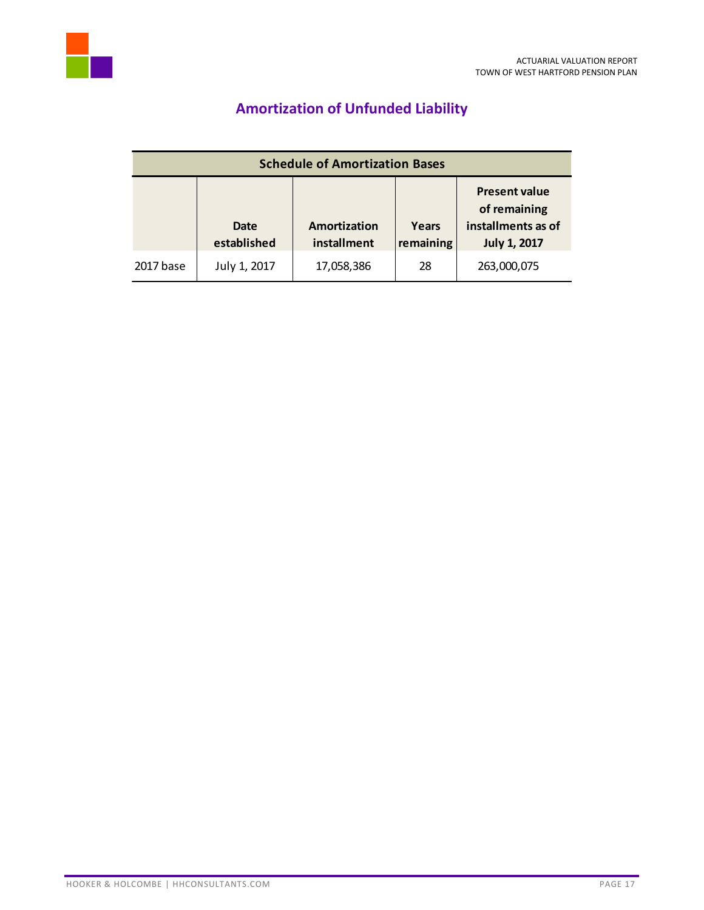## Amortization of Unfunded Liability

| Schedule of Amortization Bases | | | | |
|---|---|---|---|---|
| | **Date established** | **Amortization installment** | **Years remaining** | **Present value of remaining installments as of July 1, 2017** |
| 2017 base | July 1, 2017 | 17,058,386 | 28 | 263,000,075 |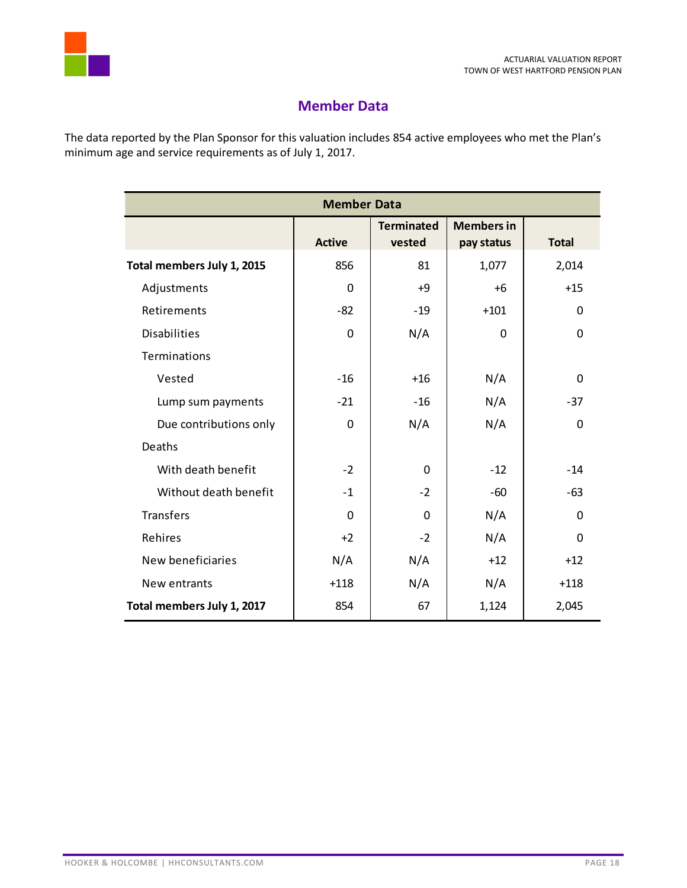## Member Data

The data reported by the Plan Sponsor for this valuation includes 854 active employees who met the Plan's minimum age and service requirements as of July 1, 2017.

| Member Data | | | | |
|---|---|---|---|---|
| | Active | Terminated vested | Members in pay status | Total |
| **Total members July 1, 2015** | 856 | 81 | 1,077 | 2,014 |
| Adjustments | 0 | +9 | +6 | +15 |
| Retirements | -82 | -19 | +101 | 0 |
| Disabilities | 0 | N/A | 0 | 0 |
| Terminations | | | | |
| Vested | -16 | +16 | N/A | 0 |
| Lump sum payments | -21 | -16 | N/A | -37 |
| Due contributions only | 0 | N/A | N/A | 0 |
| Deaths | | | | |
| With death benefit | -2 | 0 | -12 | -14 |
| Without death benefit | -1 | -2 | -60 | -63 |
| Transfers | 0 | 0 | N/A | 0 |
| Rehires | +2 | -2 | N/A | 0 |
| New beneficiaries | N/A | N/A | +12 | +12 |
| New entrants | +118 | N/A | N/A | +118 |
| **Total members July 1, 2017** | 854 | 67 | 1,124 | 2,045 |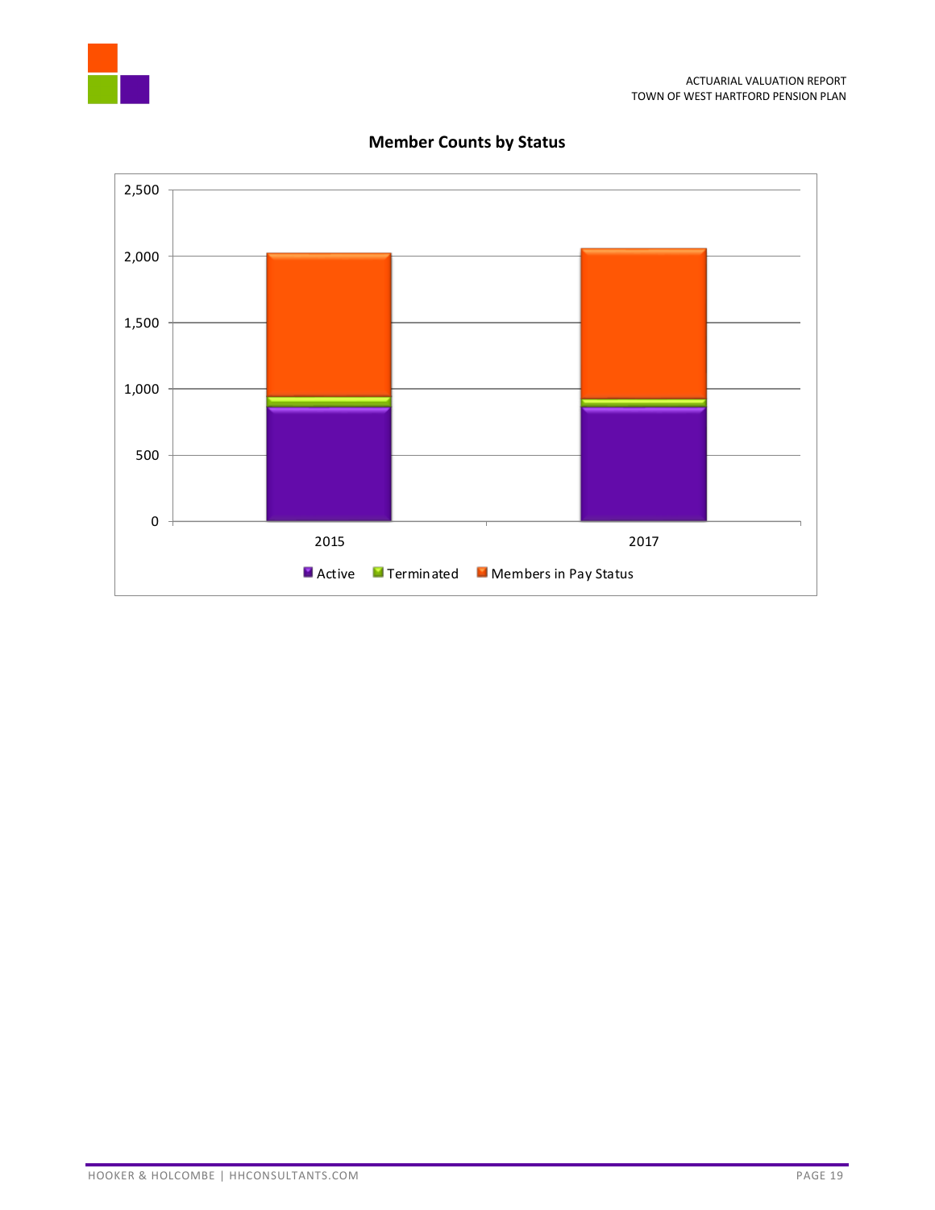## Member Counts by Status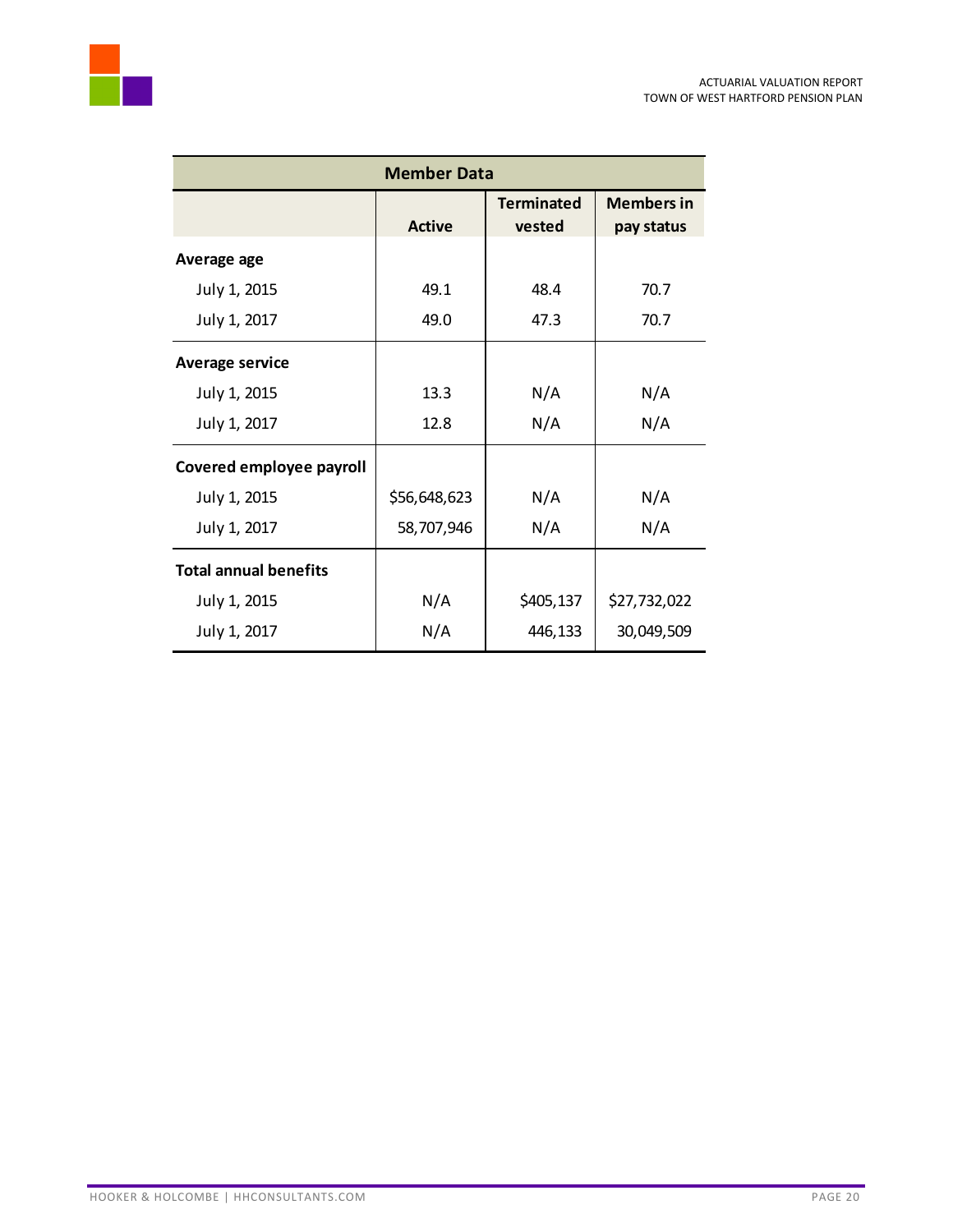| Member Data | | | |
|---|---|---|---|
| | **Active** | **Terminated vested** | **Members in pay status** |
| **Average age** | | | |
| July 1, 2015 | 49.1 | 48.4 | 70.7 |
| July 1, 2017 | 49.0 | 47.3 | 70.7 |
| **Average service** | | | |
| July 1, 2015 | 13.3 | N/A | N/A |
| July 1, 2017 | 12.8 | N/A | N/A |
| **Covered employee payroll** | | | |
| July 1, 2015 | $56,648,623 | N/A | N/A |
| July 1, 2017 | 58,707,946 | N/A | N/A |
| **Total annual benefits** | | | |
| July 1, 2015 | N/A | $405,137 | $27,732,022 |
| July 1, 2017 | N/A | 446,133 | 30,049,509 |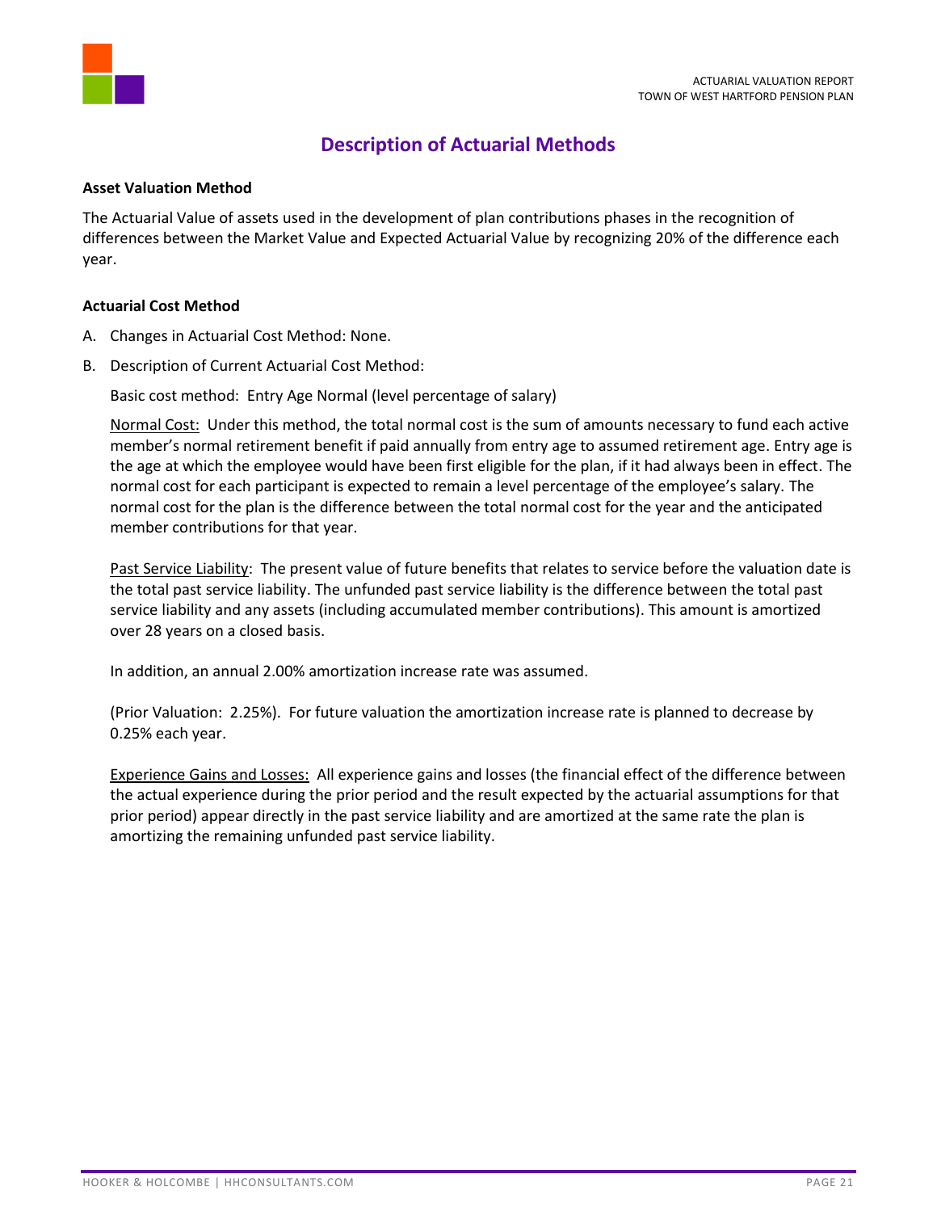# Description of Actuarial Methods

**Asset Valuation Method**

The Actuarial Value of assets used in the development of plan contributions phases in the recognition of differences between the Market Value and Expected Actuarial Value by recognizing 20% of the difference each year.

**Actuarial Cost Method**

A. Changes in Actuarial Cost Method: None.

B. Description of Current Actuarial Cost Method:

   Basic cost method: Entry Age Normal (level percentage of salary)

   Normal Cost: Under this method, the total normal cost is the sum of amounts necessary to fund each active member's normal retirement benefit if paid annually from entry age to assumed retirement age. Entry age is the age at which the employee would have been first eligible for the plan, if it had always been in effect. The normal cost for each participant is expected to remain a level percentage of the employee's salary. The normal cost for the plan is the difference between the total normal cost for the year and the anticipated member contributions for that year.

   Past Service Liability: The present value of future benefits that relates to service before the valuation date is the total past service liability. The unfunded past service liability is the difference between the total past service liability and any assets (including accumulated member contributions). This amount is amortized over 28 years on a closed basis.

   In addition, an annual 2.00% amortization increase rate was assumed.

   (Prior Valuation: 2.25%). For future valuation the amortization increase rate is planned to decrease by 0.25% each year.

   Experience Gains and Losses: All experience gains and losses (the financial effect of the difference between the actual experience during the prior period and the result expected by the actuarial assumptions for that prior period) appear directly in the past service liability and are amortized at the same rate the plan is amortizing the remaining unfunded past service liability.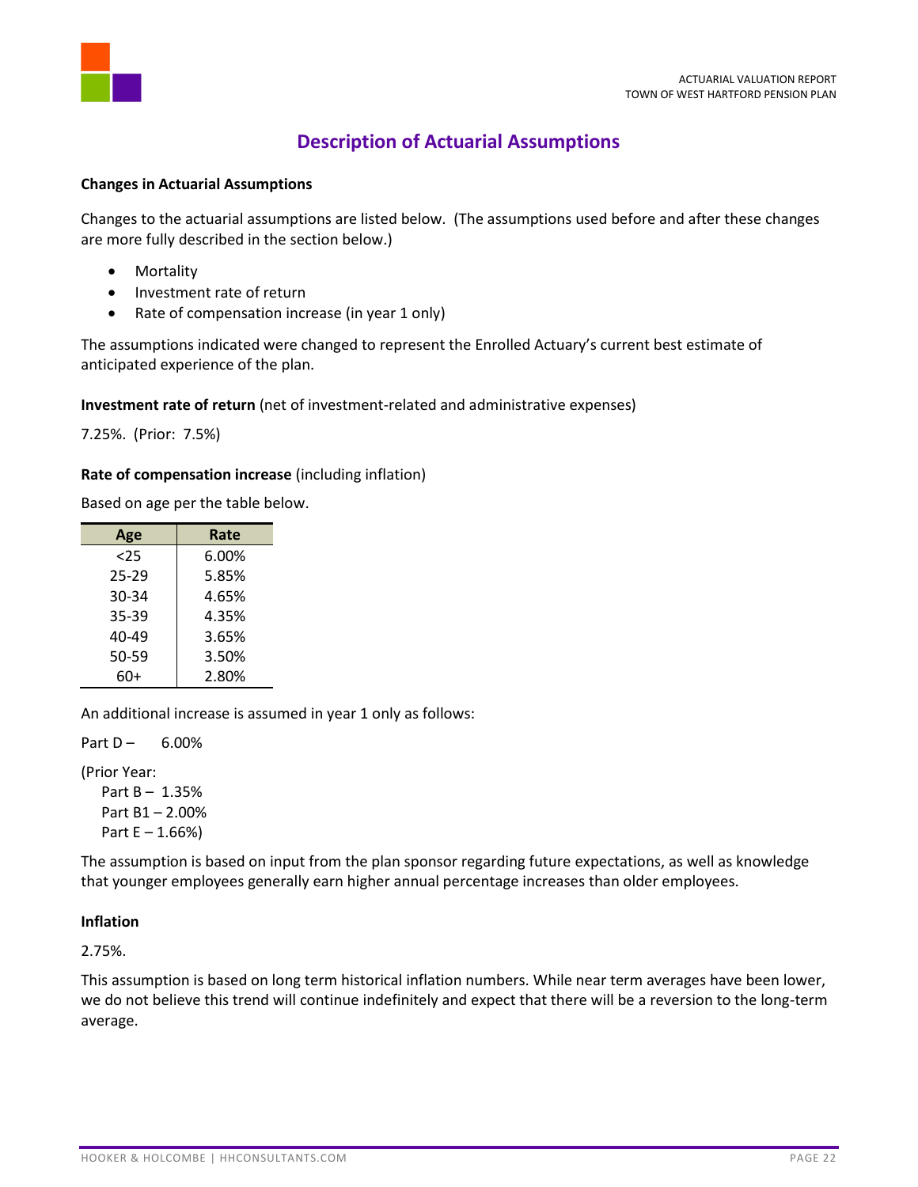## Description of Actuarial Assumptions

**Changes in Actuarial Assumptions**

Changes to the actuarial assumptions are listed below. (The assumptions used before and after these changes are more fully described in the section below.)

- Mortality
- Investment rate of return
- Rate of compensation increase (in year 1 only)

The assumptions indicated were changed to represent the Enrolled Actuary's current best estimate of anticipated experience of the plan.

**Investment rate of return** (net of investment-related and administrative expenses)

7.25%. (Prior: 7.5%)

**Rate of compensation increase** (including inflation)

Based on age per the table below.

| Age | Rate |
|---|---|
| <25 | 6.00% |
| 25-29 | 5.85% |
| 30-34 | 4.65% |
| 35-39 | 4.35% |
| 40-49 | 3.65% |
| 50-59 | 3.50% |
| 60+ | 2.80% |

An additional increase is assumed in year 1 only as follows:

Part D – 6.00%

(Prior Year:
Part B – 1.35%
Part B1 – 2.00%
Part E – 1.66%)

The assumption is based on input from the plan sponsor regarding future expectations, as well as knowledge that younger employees generally earn higher annual percentage increases than older employees.

**Inflation**

2.75%.

This assumption is based on long term historical inflation numbers. While near term averages have been lower, we do not believe this trend will continue indefinitely and expect that there will be a reversion to the long-term average.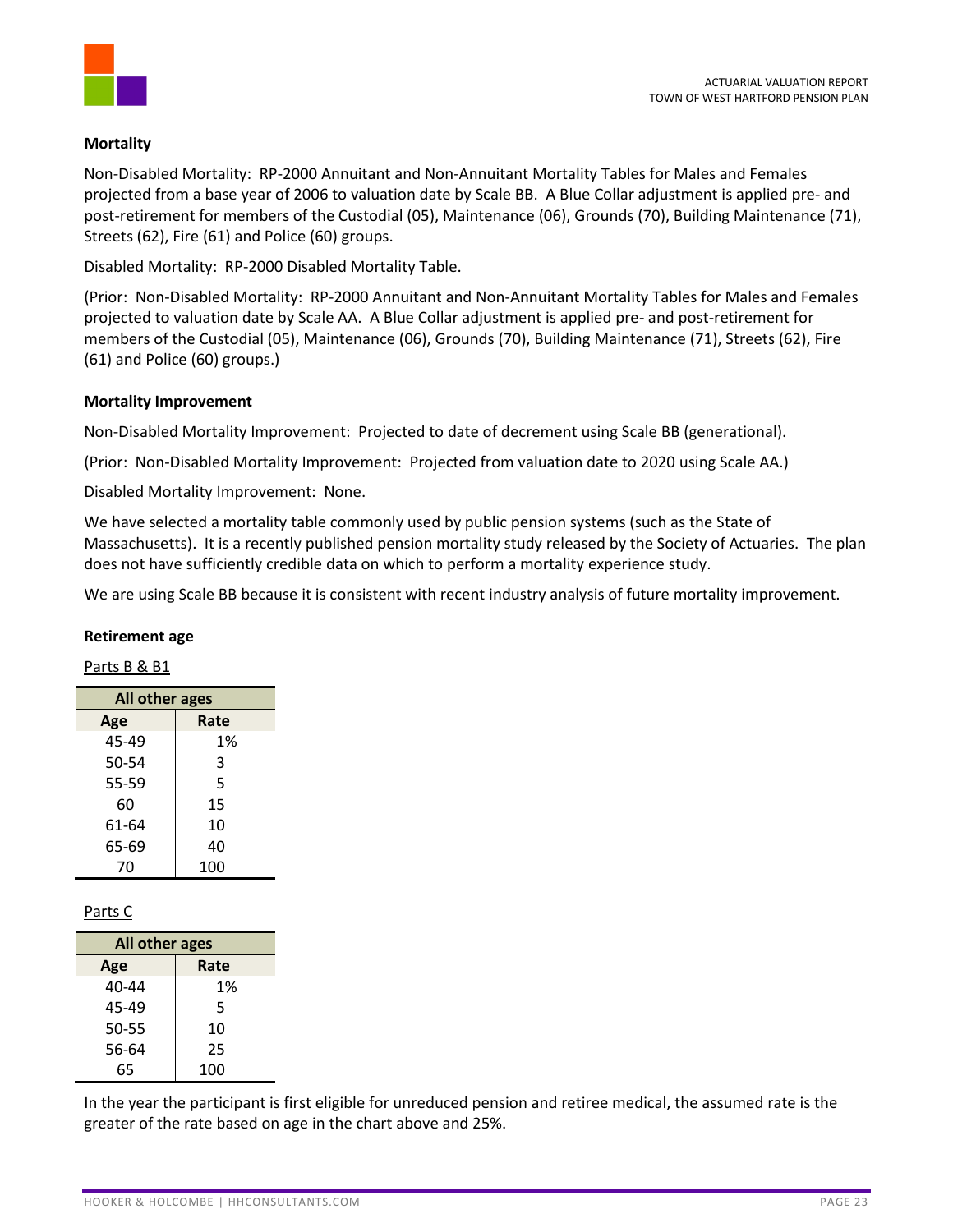**Mortality**

Non-Disabled Mortality: RP-2000 Annuitant and Non-Annuitant Mortality Tables for Males and Females projected from a base year of 2006 to valuation date by Scale BB. A Blue Collar adjustment is applied pre- and post-retirement for members of the Custodial (05), Maintenance (06), Grounds (70), Building Maintenance (71), Streets (62), Fire (61) and Police (60) groups.

Disabled Mortality: RP-2000 Disabled Mortality Table.

(Prior: Non-Disabled Mortality: RP-2000 Annuitant and Non-Annuitant Mortality Tables for Males and Females projected to valuation date by Scale AA. A Blue Collar adjustment is applied pre- and post-retirement for members of the Custodial (05), Maintenance (06), Grounds (70), Building Maintenance (71), Streets (62), Fire (61) and Police (60) groups.)

**Mortality Improvement**

Non-Disabled Mortality Improvement: Projected to date of decrement using Scale BB (generational).

(Prior: Non-Disabled Mortality Improvement: Projected from valuation date to 2020 using Scale AA.)

Disabled Mortality Improvement: None.

We have selected a mortality table commonly used by public pension systems (such as the State of Massachusetts). It is a recently published pension mortality study released by the Society of Actuaries. The plan does not have sufficiently credible data on which to perform a mortality experience study.

We are using Scale BB because it is consistent with recent industry analysis of future mortality improvement.

**Retirement age**

Parts B & B1

| All other ages | |
|---|---|
| **Age** | **Rate** |
| 45-49 | 1% |
| 50-54 | 3 |
| 55-59 | 5 |
| 60 | 15 |
| 61-64 | 10 |
| 65-69 | 40 |
| 70 | 100 |

Parts C

| All other ages | |
|---|---|
| **Age** | **Rate** |
| 40-44 | 1% |
| 45-49 | 5 |
| 50-55 | 10 |
| 56-64 | 25 |
| 65 | 100 |

In the year the participant is first eligible for unreduced pension and retiree medical, the assumed rate is the greater of the rate based on age in the chart above and 25%.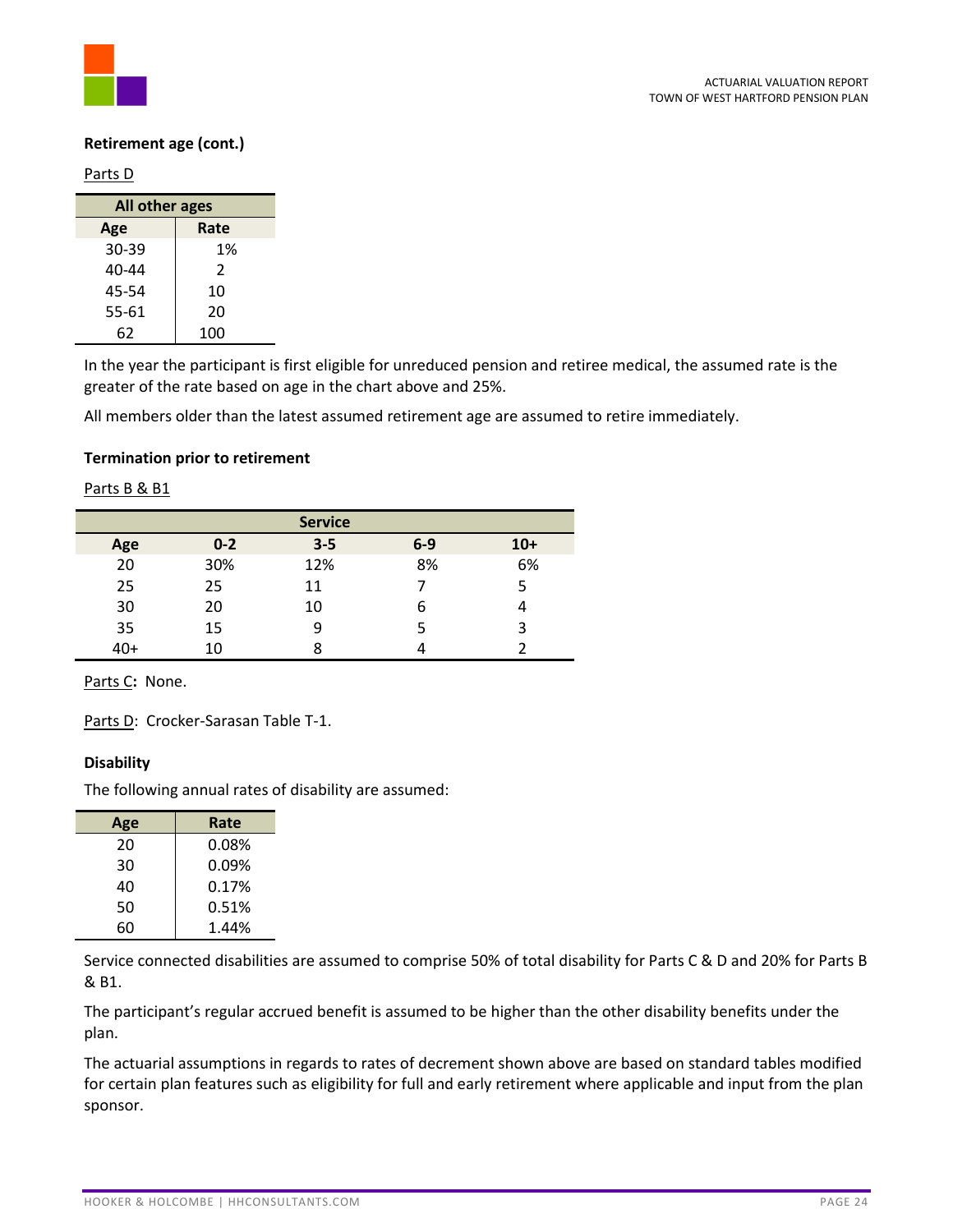**Retirement age (cont.)**

Parts D

| All other ages | |
|---|---|
| **Age** | **Rate** |
| 30-39 | 1% |
| 40-44 | 2 |
| 45-54 | 10 |
| 55-61 | 20 |
| 62 | 100 |

In the year the participant is first eligible for unreduced pension and retiree medical, the assumed rate is the greater of the rate based on age in the chart above and 25%.

All members older than the latest assumed retirement age are assumed to retire immediately.

**Termination prior to retirement**

Parts B & B1

| | Service | | | |
|---|---|---|---|---|
| **Age** | **0-2** | **3-5** | **6-9** | **10+** |
| 20 | 30% | 12% | 8% | 6% |
| 25 | 25 | 11 | 7 | 5 |
| 30 | 20 | 10 | 6 | 4 |
| 35 | 15 | 9 | 5 | 3 |
| 40+ | 10 | 8 | 4 | 2 |

Parts C**:** None.

Parts D: Crocker-Sarasan Table T-1.

**Disability**

The following annual rates of disability are assumed:

| Age | Rate |
|---|---|
| 20 | 0.08% |
| 30 | 0.09% |
| 40 | 0.17% |
| 50 | 0.51% |
| 60 | 1.44% |

Service connected disabilities are assumed to comprise 50% of total disability for Parts C & D and 20% for Parts B & B1.

The participant's regular accrued benefit is assumed to be higher than the other disability benefits under the plan.

The actuarial assumptions in regards to rates of decrement shown above are based on standard tables modified for certain plan features such as eligibility for full and early retirement where applicable and input from the plan sponsor.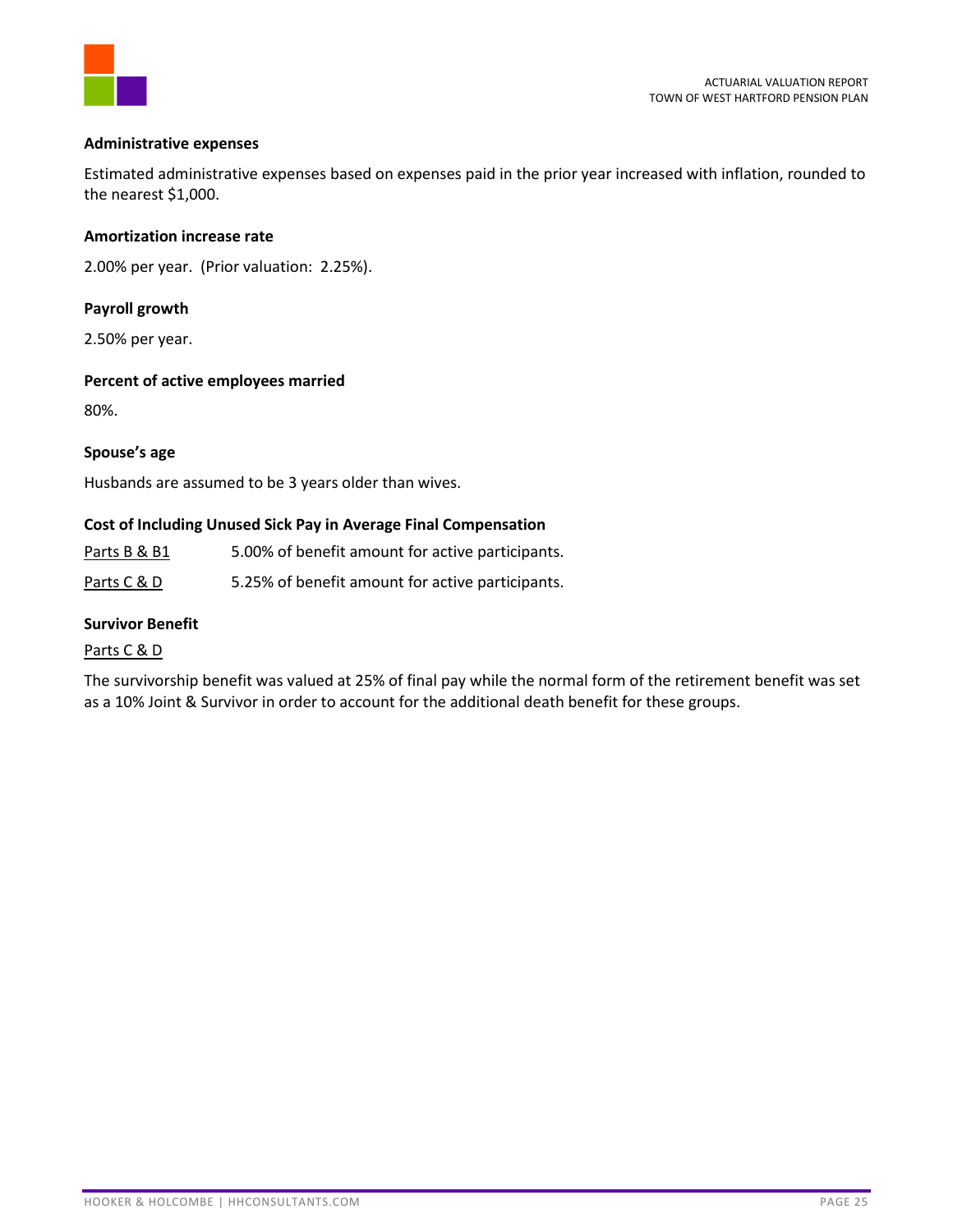**Administrative expenses**

Estimated administrative expenses based on expenses paid in the prior year increased with inflation, rounded to the nearest $1,000.

**Amortization increase rate**

2.00% per year. (Prior valuation: 2.25%).

**Payroll growth**

2.50% per year.

**Percent of active employees married**

80%.

**Spouse's age**

Husbands are assumed to be 3 years older than wives.

**Cost of Including Unused Sick Pay in Average Final Compensation**

Parts B & B1 5.00% of benefit amount for active participants.

Parts C & D 5.25% of benefit amount for active participants.

**Survivor Benefit**

Parts C & D

The survivorship benefit was valued at 25% of final pay while the normal form of the retirement benefit was set as a 10% Joint & Survivor in order to account for the additional death benefit for these groups.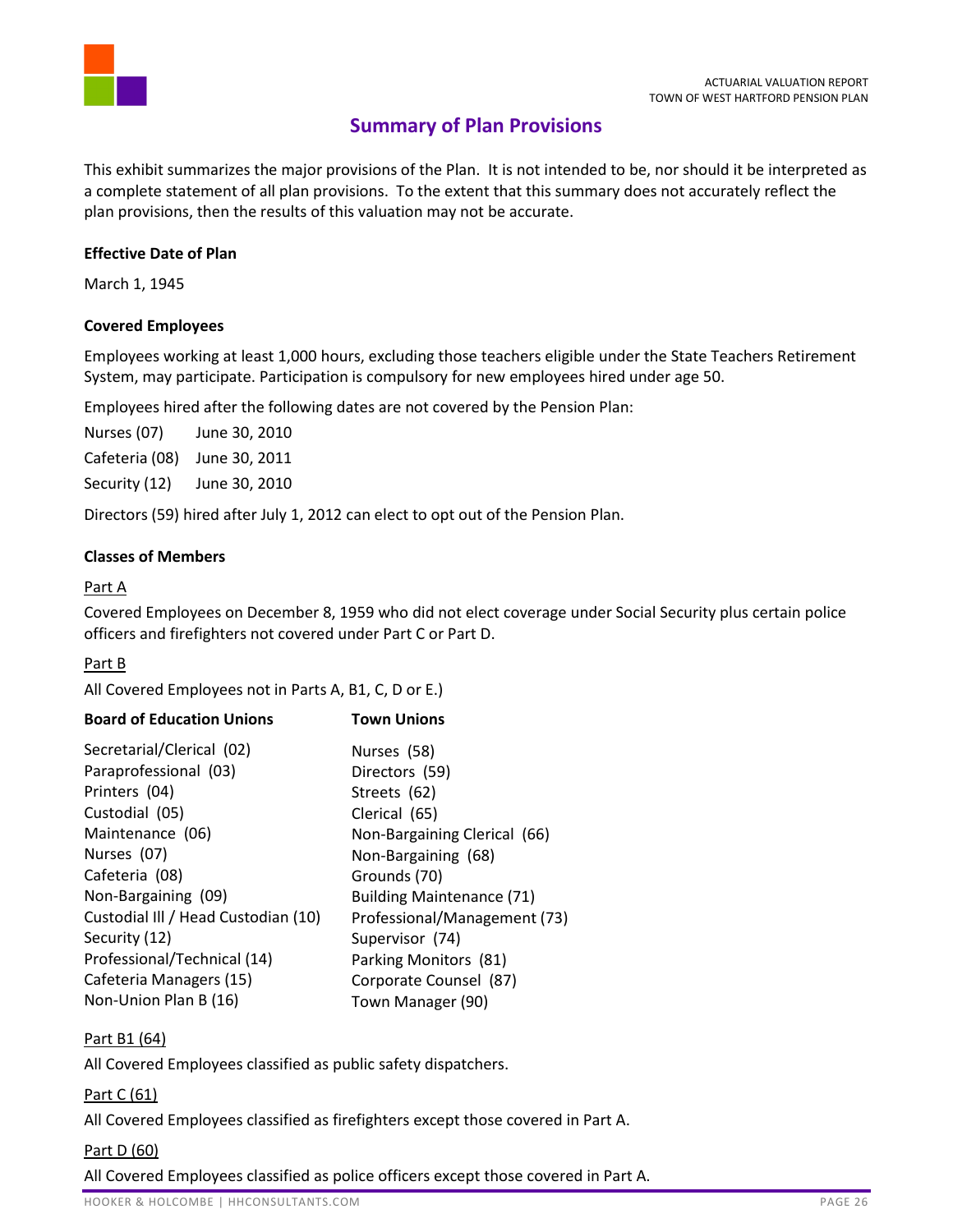## Summary of Plan Provisions

This exhibit summarizes the major provisions of the Plan. It is not intended to be, nor should it be interpreted as a complete statement of all plan provisions. To the extent that this summary does not accurately reflect the plan provisions, then the results of this valuation may not be accurate.

**Effective Date of Plan**

March 1, 1945

**Covered Employees**

Employees working at least 1,000 hours, excluding those teachers eligible under the State Teachers Retirement System, may participate. Participation is compulsory for new employees hired under age 50.

Employees hired after the following dates are not covered by the Pension Plan:

| | |
|---|---|
| Nurses (07) | June 30, 2010 |
| Cafeteria (08) | June 30, 2011 |
| Security (12) | June 30, 2010 |

Directors (59) hired after July 1, 2012 can elect to opt out of the Pension Plan.

**Classes of Members**

Part A

Covered Employees on December 8, 1959 who did not elect coverage under Social Security plus certain police officers and firefighters not covered under Part C or Part D.

Part B

All Covered Employees not in Parts A, B1, C, D or E.)

| Board of Education Unions | Town Unions |
|---|---|
| Secretarial/Clerical (02) | Nurses (58) |
| Paraprofessional (03) | Directors (59) |
| Printers (04) | Streets (62) |
| Custodial (05) | Clerical (65) |
| Maintenance (06) | Non-Bargaining Clerical (66) |
| Nurses (07) | Non-Bargaining (68) |
| Cafeteria (08) | Grounds (70) |
| Non-Bargaining (09) | Building Maintenance (71) |
| Custodial III / Head Custodian (10) | Professional/Management (73) |
| Security (12) | Supervisor (74) |
| Professional/Technical (14) | Parking Monitors (81) |
| Cafeteria Managers (15) | Corporate Counsel (87) |
| Non-Union Plan B (16) | Town Manager (90) |

Part B1 (64)

All Covered Employees classified as public safety dispatchers.

Part C (61)

All Covered Employees classified as firefighters except those covered in Part A.

Part D (60)

All Covered Employees classified as police officers except those covered in Part A.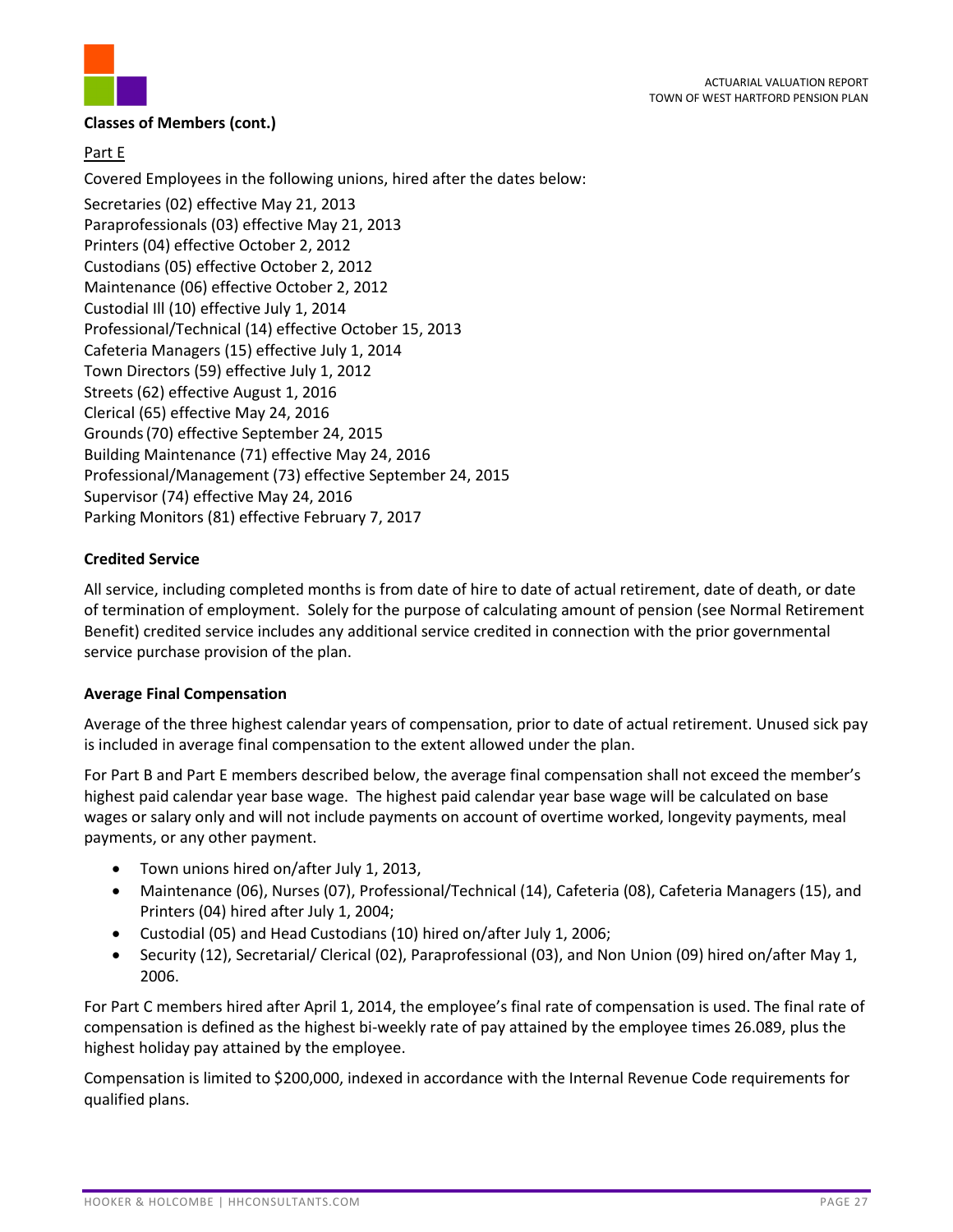**Classes of Members (cont.)**

Part E

Covered Employees in the following unions, hired after the dates below:

Secretaries (02) effective May 21, 2013
Paraprofessionals (03) effective May 21, 2013
Printers (04) effective October 2, 2012
Custodians (05) effective October 2, 2012
Maintenance (06) effective October 2, 2012
Custodial Ill (10) effective July 1, 2014
Professional/Technical (14) effective October 15, 2013
Cafeteria Managers (15) effective July 1, 2014
Town Directors (59) effective July 1, 2012
Streets (62) effective August 1, 2016
Clerical (65) effective May 24, 2016
Grounds (70) effective September 24, 2015
Building Maintenance (71) effective May 24, 2016
Professional/Management (73) effective September 24, 2015
Supervisor (74) effective May 24, 2016
Parking Monitors (81) effective February 7, 2017

**Credited Service**

All service, including completed months is from date of hire to date of actual retirement, date of death, or date of termination of employment. Solely for the purpose of calculating amount of pension (see Normal Retirement Benefit) credited service includes any additional service credited in connection with the prior governmental service purchase provision of the plan.

**Average Final Compensation**

Average of the three highest calendar years of compensation, prior to date of actual retirement. Unused sick pay is included in average final compensation to the extent allowed under the plan.

For Part B and Part E members described below, the average final compensation shall not exceed the member's highest paid calendar year base wage. The highest paid calendar year base wage will be calculated on base wages or salary only and will not include payments on account of overtime worked, longevity payments, meal payments, or any other payment.

- Town unions hired on/after July 1, 2013,
- Maintenance (06), Nurses (07), Professional/Technical (14), Cafeteria (08), Cafeteria Managers (15), and Printers (04) hired after July 1, 2004;
- Custodial (05) and Head Custodians (10) hired on/after July 1, 2006;
- Security (12), Secretarial/ Clerical (02), Paraprofessional (03), and Non Union (09) hired on/after May 1, 2006.

For Part C members hired after April 1, 2014, the employee's final rate of compensation is used. The final rate of compensation is defined as the highest bi-weekly rate of pay attained by the employee times 26.089, plus the highest holiday pay attained by the employee.

Compensation is limited to $200,000, indexed in accordance with the Internal Revenue Code requirements for qualified plans.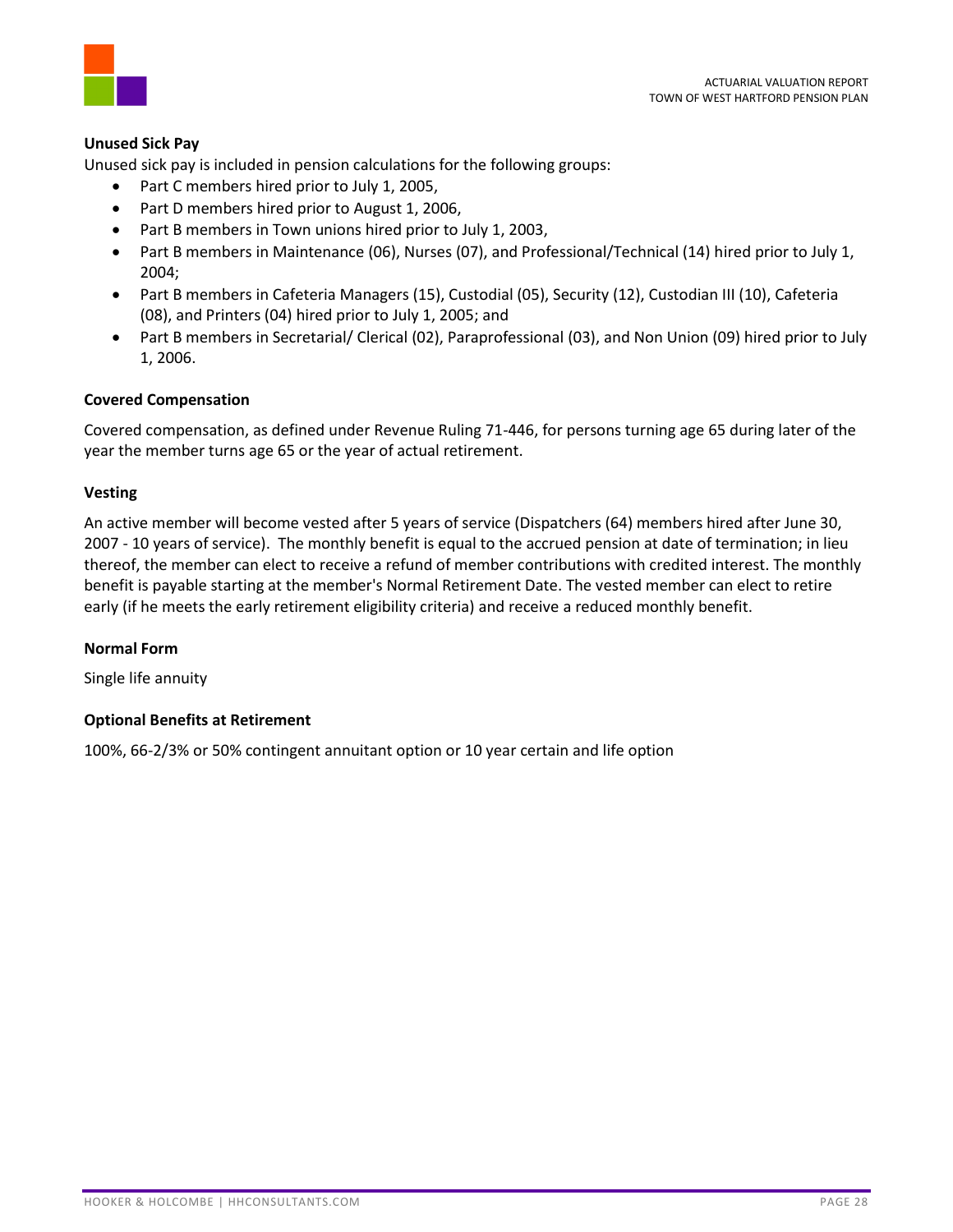**Unused Sick Pay**

Unused sick pay is included in pension calculations for the following groups:

- Part C members hired prior to July 1, 2005,
- Part D members hired prior to August 1, 2006,
- Part B members in Town unions hired prior to July 1, 2003,
- Part B members in Maintenance (06), Nurses (07), and Professional/Technical (14) hired prior to July 1, 2004;
- Part B members in Cafeteria Managers (15), Custodial (05), Security (12), Custodian III (10), Cafeteria (08), and Printers (04) hired prior to July 1, 2005; and
- Part B members in Secretarial/ Clerical (02), Paraprofessional (03), and Non Union (09) hired prior to July 1, 2006.

**Covered Compensation**

Covered compensation, as defined under Revenue Ruling 71-446, for persons turning age 65 during later of the year the member turns age 65 or the year of actual retirement.

**Vesting**

An active member will become vested after 5 years of service (Dispatchers (64) members hired after June 30, 2007 - 10 years of service). The monthly benefit is equal to the accrued pension at date of termination; in lieu thereof, the member can elect to receive a refund of member contributions with credited interest. The monthly benefit is payable starting at the member's Normal Retirement Date. The vested member can elect to retire early (if he meets the early retirement eligibility criteria) and receive a reduced monthly benefit.

**Normal Form**

Single life annuity

**Optional Benefits at Retirement**

100%, 66-2/3% or 50% contingent annuitant option or 10 year certain and life option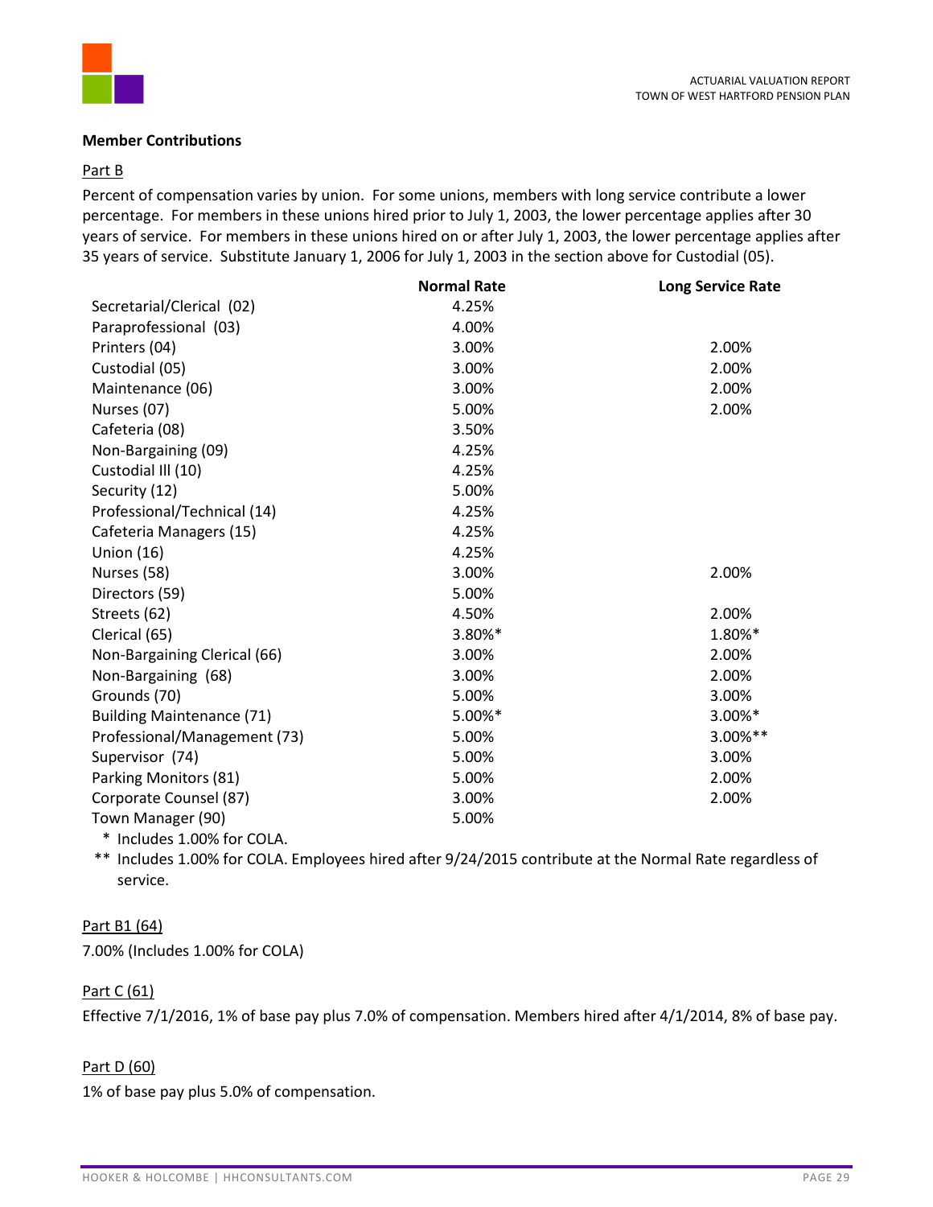**Member Contributions**

Part B

Percent of compensation varies by union. For some unions, members with long service contribute a lower percentage. For members in these unions hired prior to July 1, 2003, the lower percentage applies after 30 years of service. For members in these unions hired on or after July 1, 2003, the lower percentage applies after 35 years of service. Substitute January 1, 2006 for July 1, 2003 in the section above for Custodial (05).

| | Normal Rate | Long Service Rate |
|---|---|---|
| Secretarial/Clerical (02) | 4.25% | |
| Paraprofessional (03) | 4.00% | |
| Printers (04) | 3.00% | 2.00% |
| Custodial (05) | 3.00% | 2.00% |
| Maintenance (06) | 3.00% | 2.00% |
| Nurses (07) | 5.00% | 2.00% |
| Cafeteria (08) | 3.50% | |
| Non-Bargaining (09) | 4.25% | |
| Custodial III (10) | 4.25% | |
| Security (12) | 5.00% | |
| Professional/Technical (14) | 4.25% | |
| Cafeteria Managers (15) | 4.25% | |
| Union (16) | 4.25% | |
| Nurses (58) | 3.00% | 2.00% |
| Directors (59) | 5.00% | |
| Streets (62) | 4.50% | 2.00% |
| Clerical (65) | 3.80%* | 1.80%* |
| Non-Bargaining Clerical (66) | 3.00% | 2.00% |
| Non-Bargaining (68) | 3.00% | 2.00% |
| Grounds (70) | 5.00% | 3.00% |
| Building Maintenance (71) | 5.00%* | 3.00%* |
| Professional/Management (73) | 5.00% | 3.00%** |
| Supervisor (74) | 5.00% | 3.00% |
| Parking Monitors (81) | 5.00% | 2.00% |
| Corporate Counsel (87) | 3.00% | 2.00% |
| Town Manager (90) | 5.00% | |

\* Includes 1.00% for COLA.

\** Includes 1.00% for COLA. Employees hired after 9/24/2015 contribute at the Normal Rate regardless of service.

Part B1 (64)

7.00% (Includes 1.00% for COLA)

Part C (61)

Effective 7/1/2016, 1% of base pay plus 7.0% of compensation. Members hired after 4/1/2014, 8% of base pay.

Part D (60)

1% of base pay plus 5.0% of compensation.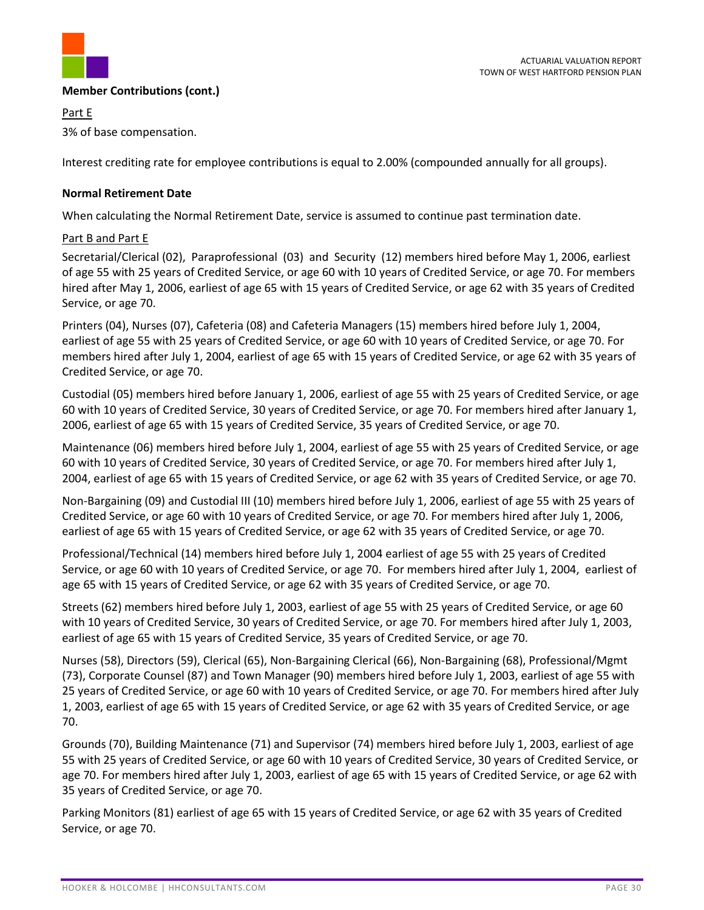**Member Contributions (cont.)**

Part E

3% of base compensation.

Interest crediting rate for employee contributions is equal to 2.00% (compounded annually for all groups).

**Normal Retirement Date**

When calculating the Normal Retirement Date, service is assumed to continue past termination date.

Part B and Part E

Secretarial/Clerical (02), Paraprofessional (03) and Security (12) members hired before May 1, 2006, earliest of age 55 with 25 years of Credited Service, or age 60 with 10 years of Credited Service, or age 70. For members hired after May 1, 2006, earliest of age 65 with 15 years of Credited Service, or age 62 with 35 years of Credited Service, or age 70.

Printers (04), Nurses (07), Cafeteria (08) and Cafeteria Managers (15) members hired before July 1, 2004, earliest of age 55 with 25 years of Credited Service, or age 60 with 10 years of Credited Service, or age 70. For members hired after July 1, 2004, earliest of age 65 with 15 years of Credited Service, or age 62 with 35 years of Credited Service, or age 70.

Custodial (05) members hired before January 1, 2006, earliest of age 55 with 25 years of Credited Service, or age 60 with 10 years of Credited Service, 30 years of Credited Service, or age 70. For members hired after January 1, 2006, earliest of age 65 with 15 years of Credited Service, 35 years of Credited Service, or age 70.

Maintenance (06) members hired before July 1, 2004, earliest of age 55 with 25 years of Credited Service, or age 60 with 10 years of Credited Service, 30 years of Credited Service, or age 70. For members hired after July 1, 2004, earliest of age 65 with 15 years of Credited Service, or age 62 with 35 years of Credited Service, or age 70.

Non-Bargaining (09) and Custodial III (10) members hired before July 1, 2006, earliest of age 55 with 25 years of Credited Service, or age 60 with 10 years of Credited Service, or age 70. For members hired after July 1, 2006, earliest of age 65 with 15 years of Credited Service, or age 62 with 35 years of Credited Service, or age 70.

Professional/Technical (14) members hired before July 1, 2004 earliest of age 55 with 25 years of Credited Service, or age 60 with 10 years of Credited Service, or age 70. For members hired after July 1, 2004, earliest of age 65 with 15 years of Credited Service, or age 62 with 35 years of Credited Service, or age 70.

Streets (62) members hired before July 1, 2003, earliest of age 55 with 25 years of Credited Service, or age 60 with 10 years of Credited Service, 30 years of Credited Service, or age 70. For members hired after July 1, 2003, earliest of age 65 with 15 years of Credited Service, 35 years of Credited Service, or age 70.

Nurses (58), Directors (59), Clerical (65), Non-Bargaining Clerical (66), Non-Bargaining (68), Professional/Mgmt (73), Corporate Counsel (87) and Town Manager (90) members hired before July 1, 2003, earliest of age 55 with 25 years of Credited Service, or age 60 with 10 years of Credited Service, or age 70. For members hired after July 1, 2003, earliest of age 65 with 15 years of Credited Service, or age 62 with 35 years of Credited Service, or age 70.

Grounds (70), Building Maintenance (71) and Supervisor (74) members hired before July 1, 2003, earliest of age 55 with 25 years of Credited Service, or age 60 with 10 years of Credited Service, 30 years of Credited Service, or age 70. For members hired after July 1, 2003, earliest of age 65 with 15 years of Credited Service, or age 62 with 35 years of Credited Service, or age 70.

Parking Monitors (81) earliest of age 65 with 15 years of Credited Service, or age 62 with 35 years of Credited Service, or age 70.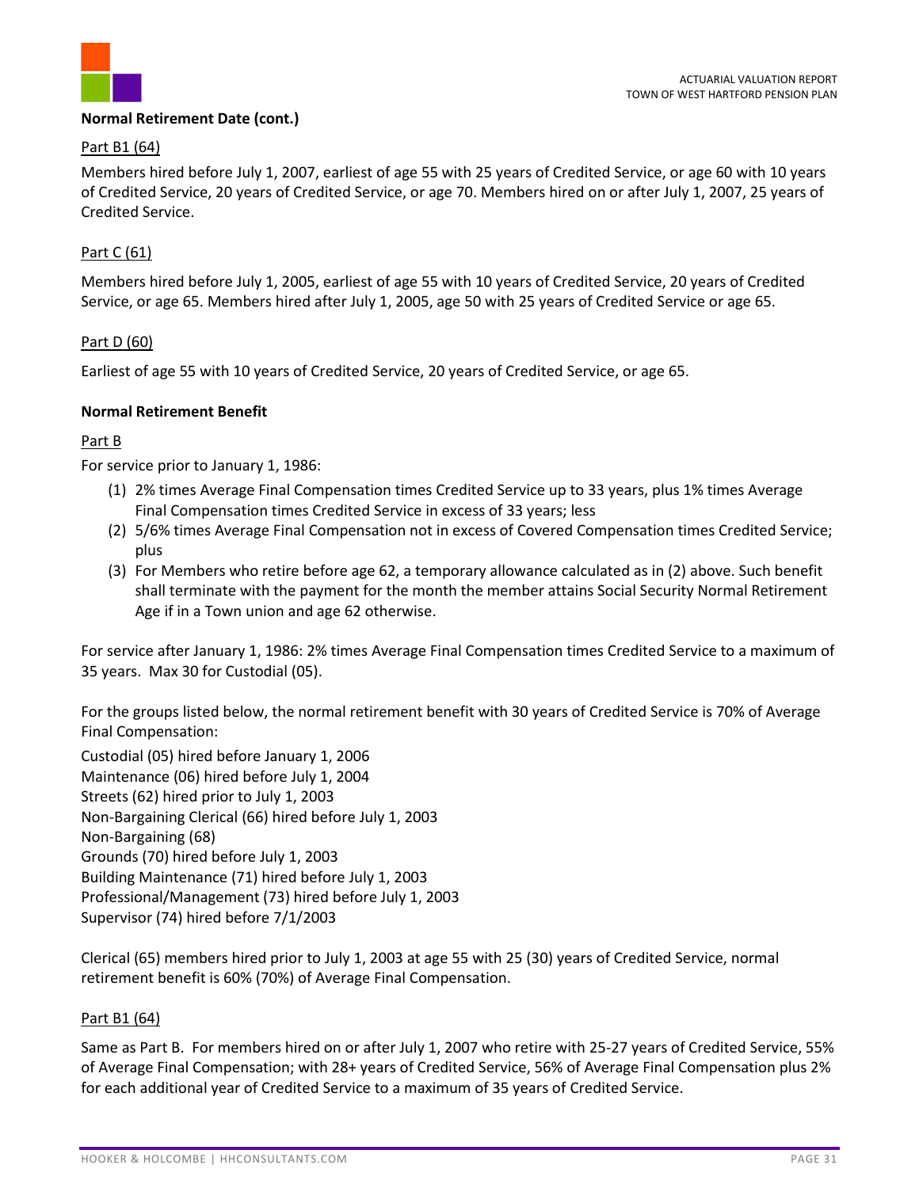**Normal Retirement Date (cont.)**

Part B1 (64)

Members hired before July 1, 2007, earliest of age 55 with 25 years of Credited Service, or age 60 with 10 years of Credited Service, 20 years of Credited Service, or age 70. Members hired on or after July 1, 2007, 25 years of Credited Service.

Part C (61)

Members hired before July 1, 2005, earliest of age 55 with 10 years of Credited Service, 20 years of Credited Service, or age 65. Members hired after July 1, 2005, age 50 with 25 years of Credited Service or age 65.

Part D (60)

Earliest of age 55 with 10 years of Credited Service, 20 years of Credited Service, or age 65.

**Normal Retirement Benefit**

Part B

For service prior to January 1, 1986:

(1) 2% times Average Final Compensation times Credited Service up to 33 years, plus 1% times Average Final Compensation times Credited Service in excess of 33 years; less
(2) 5/6% times Average Final Compensation not in excess of Covered Compensation times Credited Service; plus
(3) For Members who retire before age 62, a temporary allowance calculated as in (2) above. Such benefit shall terminate with the payment for the month the member attains Social Security Normal Retirement Age if in a Town union and age 62 otherwise.

For service after January 1, 1986: 2% times Average Final Compensation times Credited Service to a maximum of 35 years. Max 30 for Custodial (05).

For the groups listed below, the normal retirement benefit with 30 years of Credited Service is 70% of Average Final Compensation:

Custodial (05) hired before January 1, 2006
Maintenance (06) hired before July 1, 2004
Streets (62) hired prior to July 1, 2003
Non-Bargaining Clerical (66) hired before July 1, 2003
Non-Bargaining (68)
Grounds (70) hired before July 1, 2003
Building Maintenance (71) hired before July 1, 2003
Professional/Management (73) hired before July 1, 2003
Supervisor (74) hired before 7/1/2003

Clerical (65) members hired prior to July 1, 2003 at age 55 with 25 (30) years of Credited Service, normal retirement benefit is 60% (70%) of Average Final Compensation.

Part B1 (64)

Same as Part B. For members hired on or after July 1, 2007 who retire with 25-27 years of Credited Service, 55% of Average Final Compensation; with 28+ years of Credited Service, 56% of Average Final Compensation plus 2% for each additional year of Credited Service to a maximum of 35 years of Credited Service.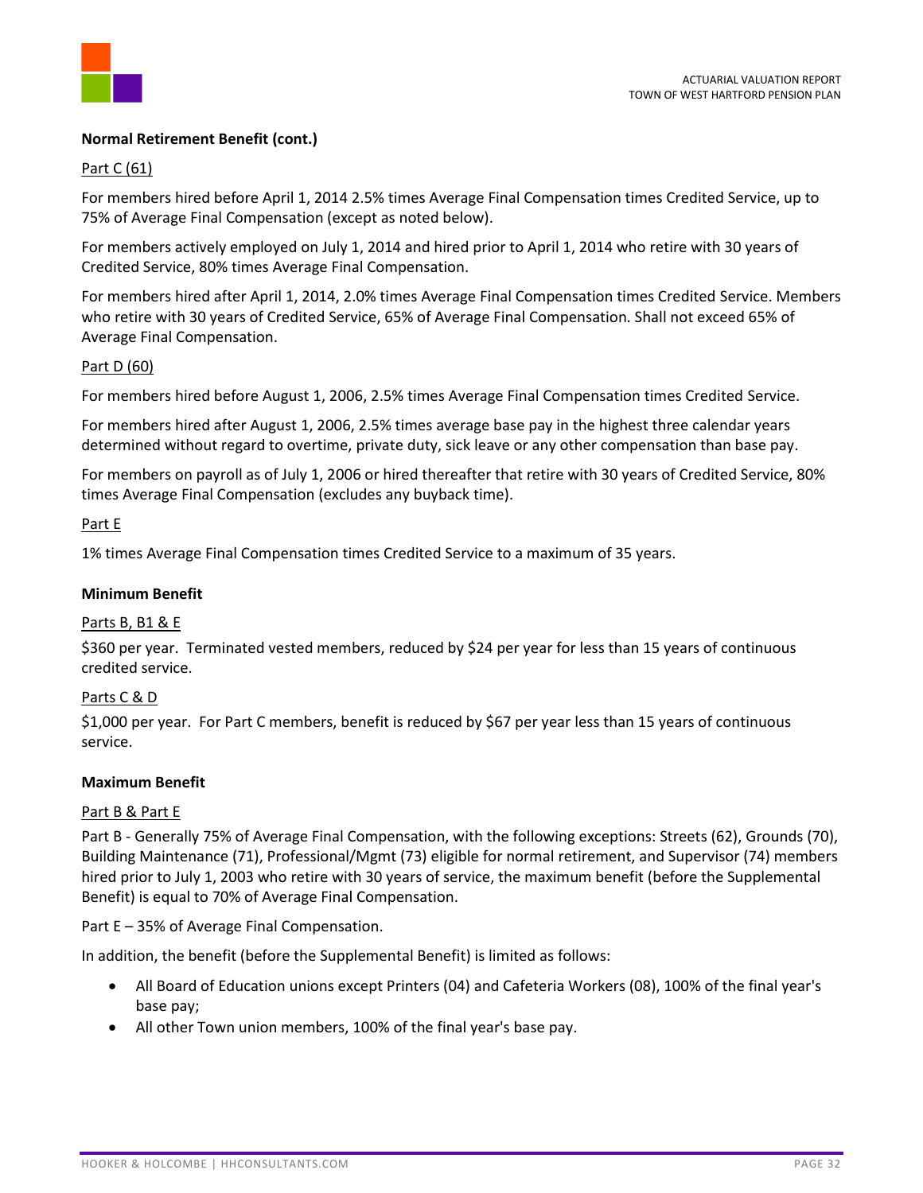**Normal Retirement Benefit (cont.)**

Part C (61)

For members hired before April 1, 2014 2.5% times Average Final Compensation times Credited Service, up to 75% of Average Final Compensation (except as noted below).

For members actively employed on July 1, 2014 and hired prior to April 1, 2014 who retire with 30 years of Credited Service, 80% times Average Final Compensation.

For members hired after April 1, 2014, 2.0% times Average Final Compensation times Credited Service. Members who retire with 30 years of Credited Service, 65% of Average Final Compensation. Shall not exceed 65% of Average Final Compensation.

Part D (60)

For members hired before August 1, 2006, 2.5% times Average Final Compensation times Credited Service.

For members hired after August 1, 2006, 2.5% times average base pay in the highest three calendar years determined without regard to overtime, private duty, sick leave or any other compensation than base pay.

For members on payroll as of July 1, 2006 or hired thereafter that retire with 30 years of Credited Service, 80% times Average Final Compensation (excludes any buyback time).

Part E

1% times Average Final Compensation times Credited Service to a maximum of 35 years.

**Minimum Benefit**

Parts B, B1 & E

$360 per year. Terminated vested members, reduced by $24 per year for less than 15 years of continuous credited service.

Parts C & D

$1,000 per year. For Part C members, benefit is reduced by $67 per year less than 15 years of continuous service.

**Maximum Benefit**

Part B & Part E

Part B - Generally 75% of Average Final Compensation, with the following exceptions: Streets (62), Grounds (70), Building Maintenance (71), Professional/Mgmt (73) eligible for normal retirement, and Supervisor (74) members hired prior to July 1, 2003 who retire with 30 years of service, the maximum benefit (before the Supplemental Benefit) is equal to 70% of Average Final Compensation.

Part E – 35% of Average Final Compensation.

In addition, the benefit (before the Supplemental Benefit) is limited as follows:

- All Board of Education unions except Printers (04) and Cafeteria Workers (08), 100% of the final year's base pay;
- All other Town union members, 100% of the final year's base pay.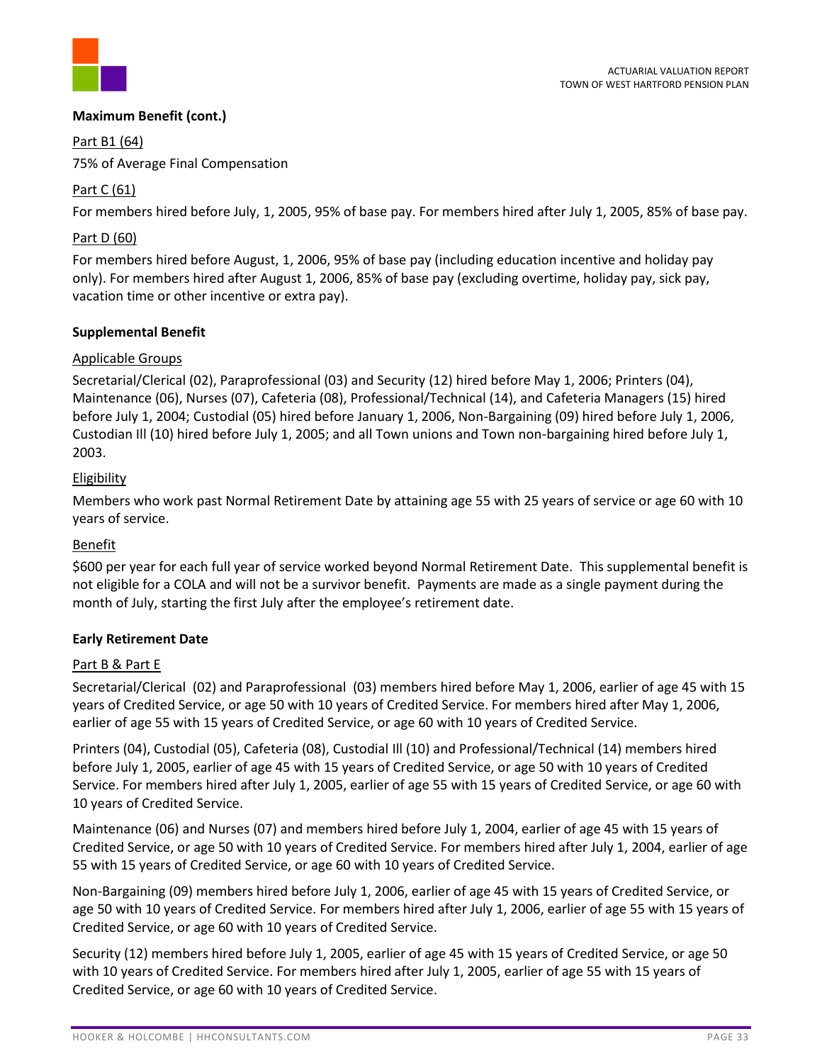**Maximum Benefit (cont.)**

Part B1 (64)

75% of Average Final Compensation

Part C (61)

For members hired before July, 1, 2005, 95% of base pay. For members hired after July 1, 2005, 85% of base pay.

Part D (60)

For members hired before August, 1, 2006, 95% of base pay (including education incentive and holiday pay only). For members hired after August 1, 2006, 85% of base pay (excluding overtime, holiday pay, sick pay, vacation time or other incentive or extra pay).

**Supplemental Benefit**

Applicable Groups

Secretarial/Clerical (02), Paraprofessional (03) and Security (12) hired before May 1, 2006; Printers (04), Maintenance (06), Nurses (07), Cafeteria (08), Professional/Technical (14), and Cafeteria Managers (15) hired before July 1, 2004; Custodial (05) hired before January 1, 2006, Non-Bargaining (09) hired before July 1, 2006, Custodian Ill (10) hired before July 1, 2005; and all Town unions and Town non-bargaining hired before July 1, 2003.

Eligibility

Members who work past Normal Retirement Date by attaining age 55 with 25 years of service or age 60 with 10 years of service.

Benefit

$600 per year for each full year of service worked beyond Normal Retirement Date. This supplemental benefit is not eligible for a COLA and will not be a survivor benefit. Payments are made as a single payment during the month of July, starting the first July after the employee's retirement date.

**Early Retirement Date**

Part B & Part E

Secretarial/Clerical (02) and Paraprofessional (03) members hired before May 1, 2006, earlier of age 45 with 15 years of Credited Service, or age 50 with 10 years of Credited Service. For members hired after May 1, 2006, earlier of age 55 with 15 years of Credited Service, or age 60 with 10 years of Credited Service.

Printers (04), Custodial (05), Cafeteria (08), Custodial Ill (10) and Professional/Technical (14) members hired before July 1, 2005, earlier of age 45 with 15 years of Credited Service, or age 50 with 10 years of Credited Service. For members hired after July 1, 2005, earlier of age 55 with 15 years of Credited Service, or age 60 with 10 years of Credited Service.

Maintenance (06) and Nurses (07) and members hired before July 1, 2004, earlier of age 45 with 15 years of Credited Service, or age 50 with 10 years of Credited Service. For members hired after July 1, 2004, earlier of age 55 with 15 years of Credited Service, or age 60 with 10 years of Credited Service.

Non-Bargaining (09) members hired before July 1, 2006, earlier of age 45 with 15 years of Credited Service, or age 50 with 10 years of Credited Service. For members hired after July 1, 2006, earlier of age 55 with 15 years of Credited Service, or age 60 with 10 years of Credited Service.

Security (12) members hired before July 1, 2005, earlier of age 45 with 15 years of Credited Service, or age 50 with 10 years of Credited Service. For members hired after July 1, 2005, earlier of age 55 with 15 years of Credited Service, or age 60 with 10 years of Credited Service.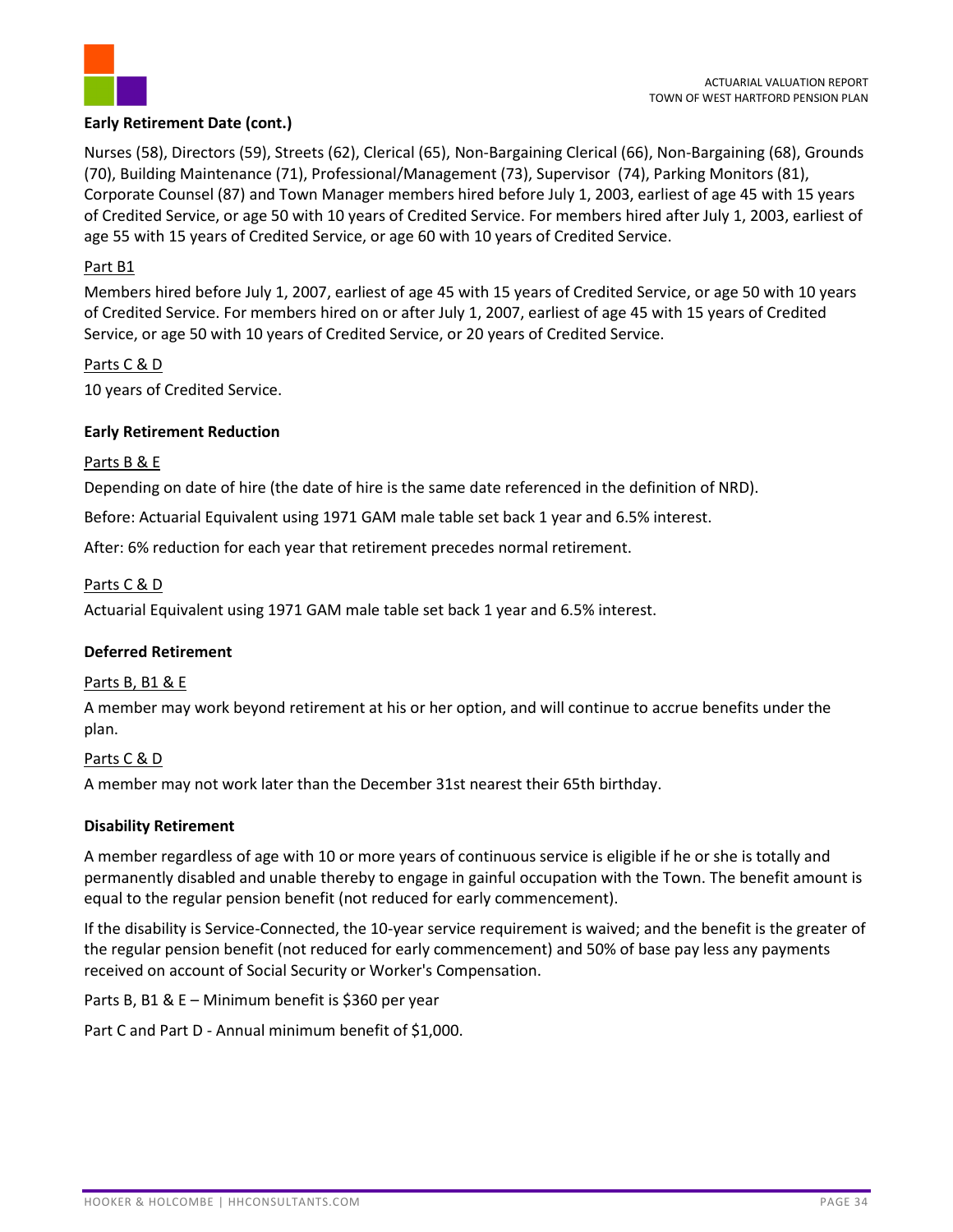**Early Retirement Date (cont.)**

Nurses (58), Directors (59), Streets (62), Clerical (65), Non-Bargaining Clerical (66), Non-Bargaining (68), Grounds (70), Building Maintenance (71), Professional/Management (73), Supervisor (74), Parking Monitors (81), Corporate Counsel (87) and Town Manager members hired before July 1, 2003, earliest of age 45 with 15 years of Credited Service, or age 50 with 10 years of Credited Service. For members hired after July 1, 2003, earliest of age 55 with 15 years of Credited Service, or age 60 with 10 years of Credited Service.

Part B1

Members hired before July 1, 2007, earliest of age 45 with 15 years of Credited Service, or age 50 with 10 years of Credited Service. For members hired on or after July 1, 2007, earliest of age 45 with 15 years of Credited Service, or age 50 with 10 years of Credited Service, or 20 years of Credited Service.

Parts C & D

10 years of Credited Service.

**Early Retirement Reduction**

Parts B & E

Depending on date of hire (the date of hire is the same date referenced in the definition of NRD).

Before: Actuarial Equivalent using 1971 GAM male table set back 1 year and 6.5% interest.

After: 6% reduction for each year that retirement precedes normal retirement.

Parts C & D

Actuarial Equivalent using 1971 GAM male table set back 1 year and 6.5% interest.

**Deferred Retirement**

Parts B, B1 & E

A member may work beyond retirement at his or her option, and will continue to accrue benefits under the plan.

Parts C & D

A member may not work later than the December 31st nearest their 65th birthday.

**Disability Retirement**

A member regardless of age with 10 or more years of continuous service is eligible if he or she is totally and permanently disabled and unable thereby to engage in gainful occupation with the Town. The benefit amount is equal to the regular pension benefit (not reduced for early commencement).

If the disability is Service-Connected, the 10-year service requirement is waived; and the benefit is the greater of the regular pension benefit (not reduced for early commencement) and 50% of base pay less any payments received on account of Social Security or Worker's Compensation.

Parts B, B1 & E – Minimum benefit is $360 per year

Part C and Part D - Annual minimum benefit of $1,000.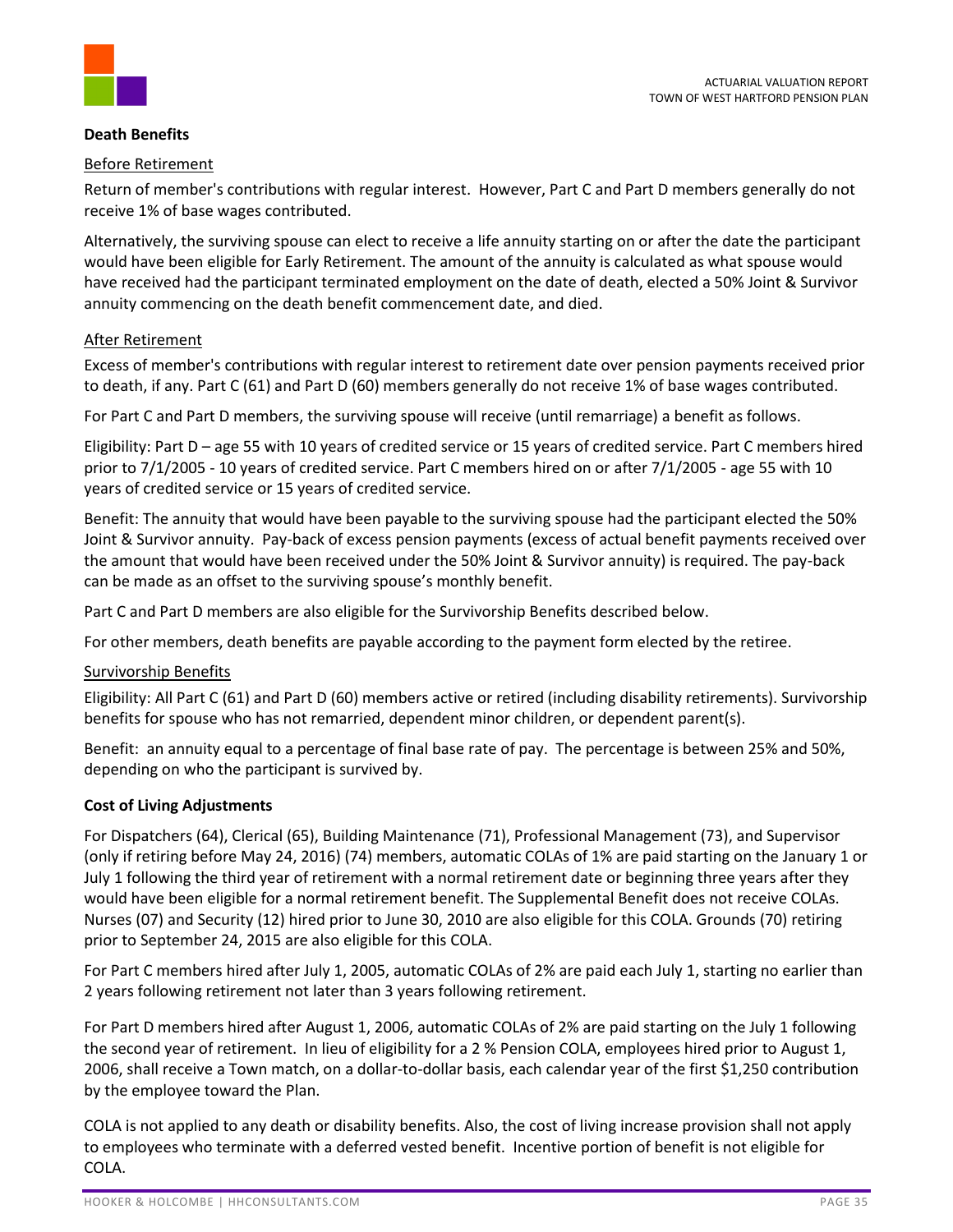**Death Benefits**

Before Retirement

Return of member's contributions with regular interest. However, Part C and Part D members generally do not receive 1% of base wages contributed.

Alternatively, the surviving spouse can elect to receive a life annuity starting on or after the date the participant would have been eligible for Early Retirement. The amount of the annuity is calculated as what spouse would have received had the participant terminated employment on the date of death, elected a 50% Joint & Survivor annuity commencing on the death benefit commencement date, and died.

After Retirement

Excess of member's contributions with regular interest to retirement date over pension payments received prior to death, if any. Part C (61) and Part D (60) members generally do not receive 1% of base wages contributed.

For Part C and Part D members, the surviving spouse will receive (until remarriage) a benefit as follows.

Eligibility: Part D – age 55 with 10 years of credited service or 15 years of credited service. Part C members hired prior to 7/1/2005 - 10 years of credited service. Part C members hired on or after 7/1/2005 - age 55 with 10 years of credited service or 15 years of credited service.

Benefit: The annuity that would have been payable to the surviving spouse had the participant elected the 50% Joint & Survivor annuity. Pay-back of excess pension payments (excess of actual benefit payments received over the amount that would have been received under the 50% Joint & Survivor annuity) is required. The pay-back can be made as an offset to the surviving spouse's monthly benefit.

Part C and Part D members are also eligible for the Survivorship Benefits described below.

For other members, death benefits are payable according to the payment form elected by the retiree.

Survivorship Benefits

Eligibility: All Part C (61) and Part D (60) members active or retired (including disability retirements). Survivorship benefits for spouse who has not remarried, dependent minor children, or dependent parent(s).

Benefit: an annuity equal to a percentage of final base rate of pay. The percentage is between 25% and 50%, depending on who the participant is survived by.

**Cost of Living Adjustments**

For Dispatchers (64), Clerical (65), Building Maintenance (71), Professional Management (73), and Supervisor (only if retiring before May 24, 2016) (74) members, automatic COLAs of 1% are paid starting on the January 1 or July 1 following the third year of retirement with a normal retirement date or beginning three years after they would have been eligible for a normal retirement benefit. The Supplemental Benefit does not receive COLAs. Nurses (07) and Security (12) hired prior to June 30, 2010 are also eligible for this COLA. Grounds (70) retiring prior to September 24, 2015 are also eligible for this COLA.

For Part C members hired after July 1, 2005, automatic COLAs of 2% are paid each July 1, starting no earlier than 2 years following retirement not later than 3 years following retirement.

For Part D members hired after August 1, 2006, automatic COLAs of 2% are paid starting on the July 1 following the second year of retirement. In lieu of eligibility for a 2 % Pension COLA, employees hired prior to August 1, 2006, shall receive a Town match, on a dollar-to-dollar basis, each calendar year of the first $1,250 contribution by the employee toward the Plan.

COLA is not applied to any death or disability benefits. Also, the cost of living increase provision shall not apply to employees who terminate with a deferred vested benefit. Incentive portion of benefit is not eligible for COLA.